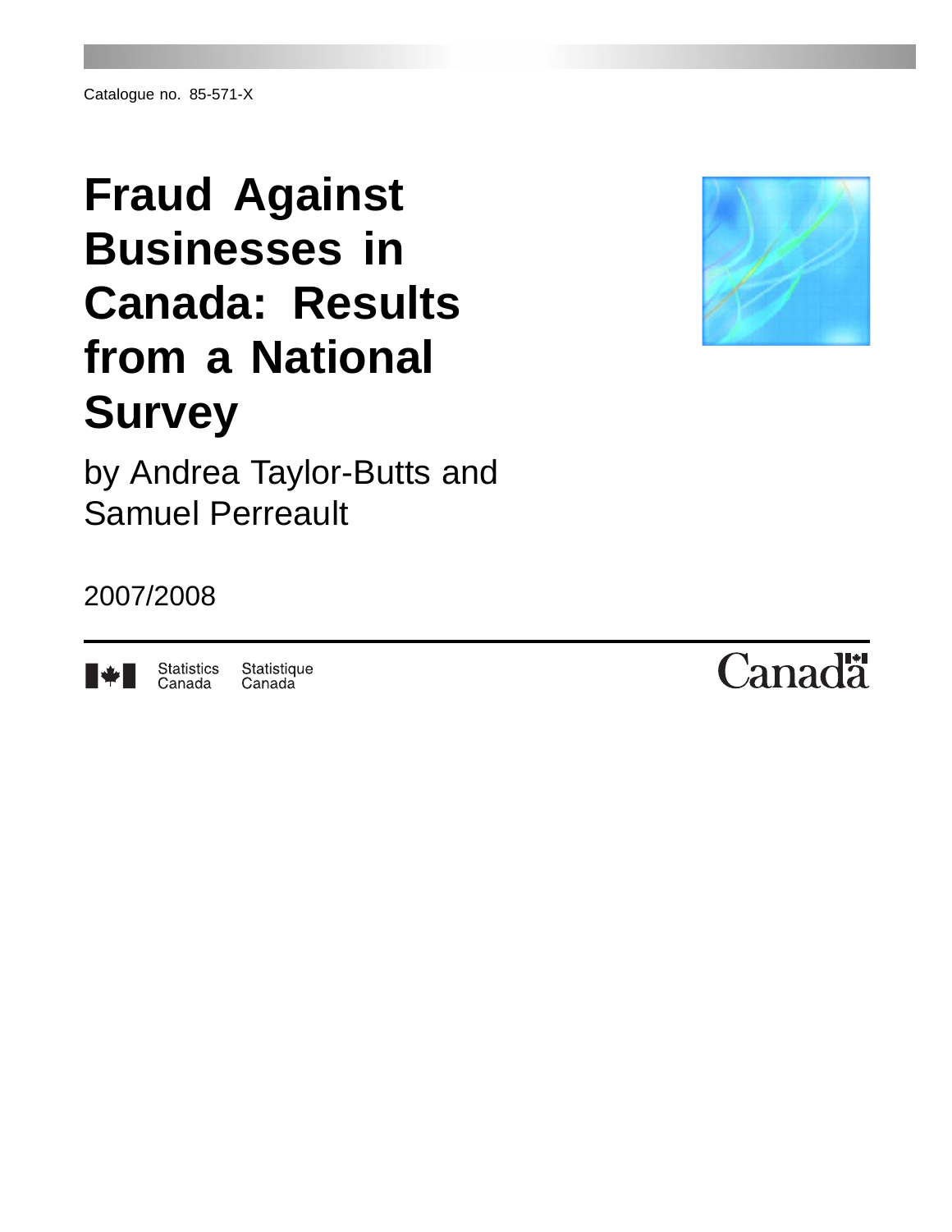Catalogue no. 85-571-X

# Fraud Against Businesses in Canada: Results from a National Survey

by Andrea Taylor-Butts and Samuel Perreault

2007/2008

Statistics Canada Statistique Canada

Canada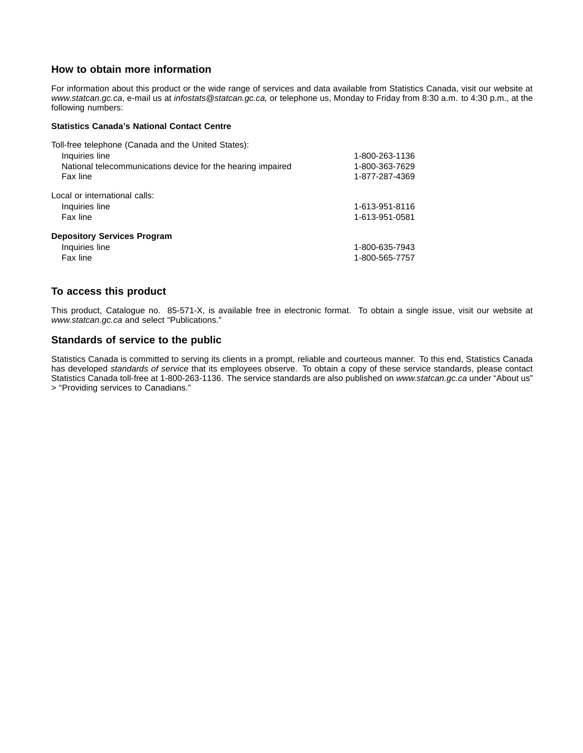## How to obtain more information

For information about this product or the wide range of services and data available from Statistics Canada, visit our website at *www.statcan.gc.ca*, e-mail us at *infostats@statcan.gc.ca,* or telephone us, Monday to Friday from 8:30 a.m. to 4:30 p.m., at the following numbers:

**Statistics Canada's National Contact Centre**

Toll-free telephone (Canada and the United States):

| | |
|---|---|
| Inquiries line | 1-800-263-1136 |
| National telecommunications device for the hearing impaired | 1-800-363-7629 |
| Fax line | 1-877-287-4369 |

Local or international calls:

| | |
|---|---|
| Inquiries line | 1-613-951-8116 |
| Fax line | 1-613-951-0581 |

**Depository Services Program**

| | |
|---|---|
| Inquiries line | 1-800-635-7943 |
| Fax line | 1-800-565-7757 |

## To access this product

This product, Catalogue no. 85-571-X, is available free in electronic format. To obtain a single issue, visit our website at *www.statcan.gc.ca* and select "Publications."

## Standards of service to the public

Statistics Canada is committed to serving its clients in a prompt, reliable and courteous manner. To this end, Statistics Canada has developed *standards of service* that its employees observe. To obtain a copy of these service standards, please contact Statistics Canada toll-free at 1-800-263-1136. The service standards are also published on *www.statcan.gc.ca* under "About us" > "Providing services to Canadians."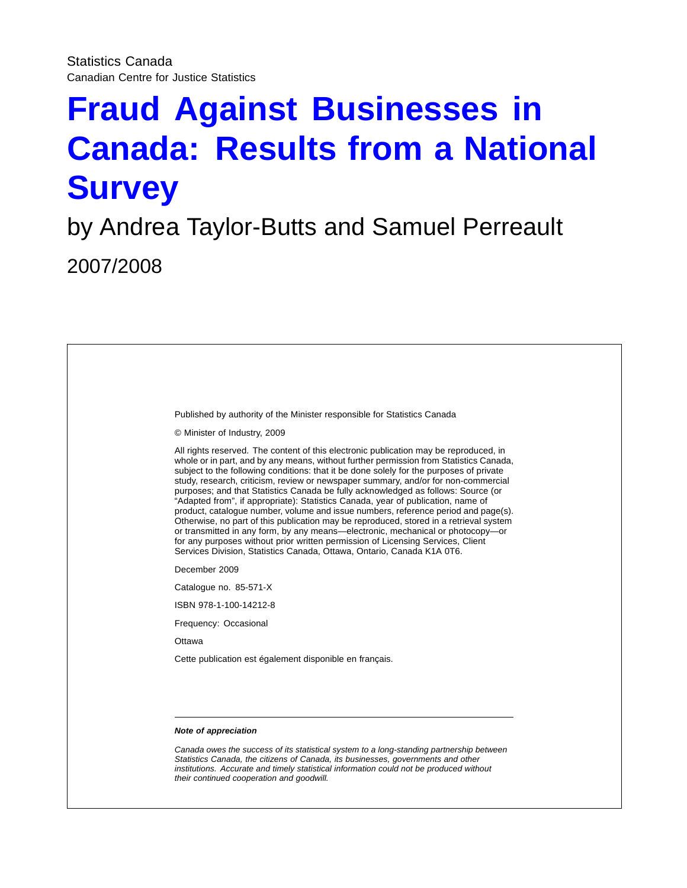Statistics Canada

Canadian Centre for Justice Statistics

# Fraud Against Businesses in Canada: Results from a National Survey

by Andrea Taylor-Butts and Samuel Perreault

2007/2008

Published by authority of the Minister responsible for Statistics Canada

© Minister of Industry, 2009

All rights reserved. The content of this electronic publication may be reproduced, in whole or in part, and by any means, without further permission from Statistics Canada, subject to the following conditions: that it be done solely for the purposes of private study, research, criticism, review or newspaper summary, and/or for non-commercial purposes; and that Statistics Canada be fully acknowledged as follows: Source (or "Adapted from", if appropriate): Statistics Canada, year of publication, name of product, catalogue number, volume and issue numbers, reference period and page(s). Otherwise, no part of this publication may be reproduced, stored in a retrieval system or transmitted in any form, by any means—electronic, mechanical or photocopy—or for any purposes without prior written permission of Licensing Services, Client Services Division, Statistics Canada, Ottawa, Ontario, Canada K1A 0T6.

December 2009

Catalogue no. 85-571-X

ISBN 978-1-100-14212-8

Frequency: Occasional

Ottawa

Cette publication est également disponible en français.

---

***Note of appreciation***

*Canada owes the success of its statistical system to a long-standing partnership between Statistics Canada, the citizens of Canada, its businesses, governments and other institutions. Accurate and timely statistical information could not be produced without their continued cooperation and goodwill.*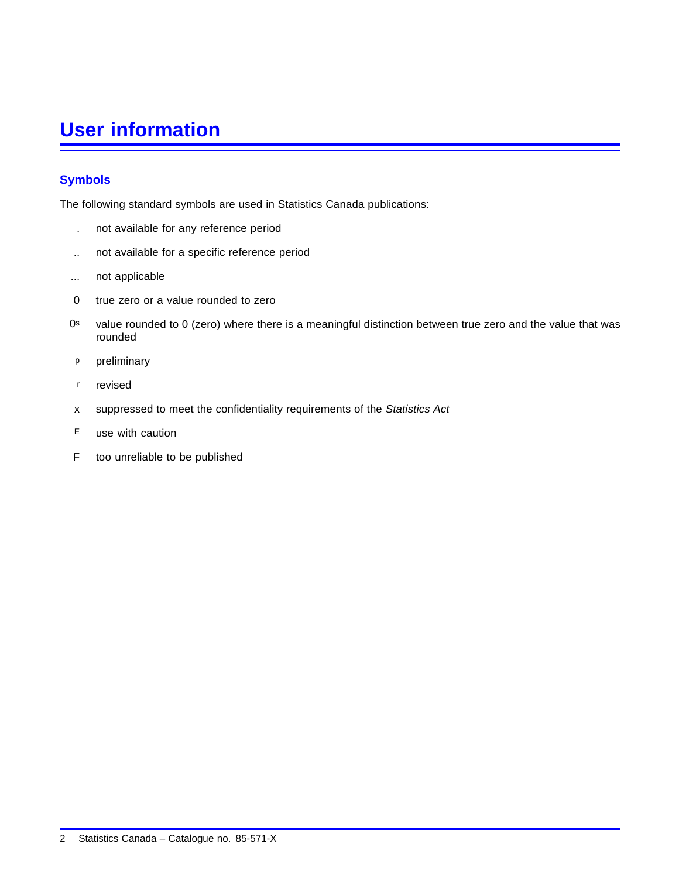# User information

## Symbols

The following standard symbols are used in Statistics Canada publications:

| Symbol | Meaning |
|---|---|
| . | not available for any reference period |
| .. | not available for a specific reference period |
| ... | not applicable |
| 0 | true zero or a value rounded to zero |
| 0s | value rounded to 0 (zero) where there is a meaningful distinction between true zero and the value that was rounded |
| p | preliminary |
| r | revised |
| x | suppressed to meet the confidentiality requirements of the *Statistics Act* |
| E | use with caution |
| F | too unreliable to be published |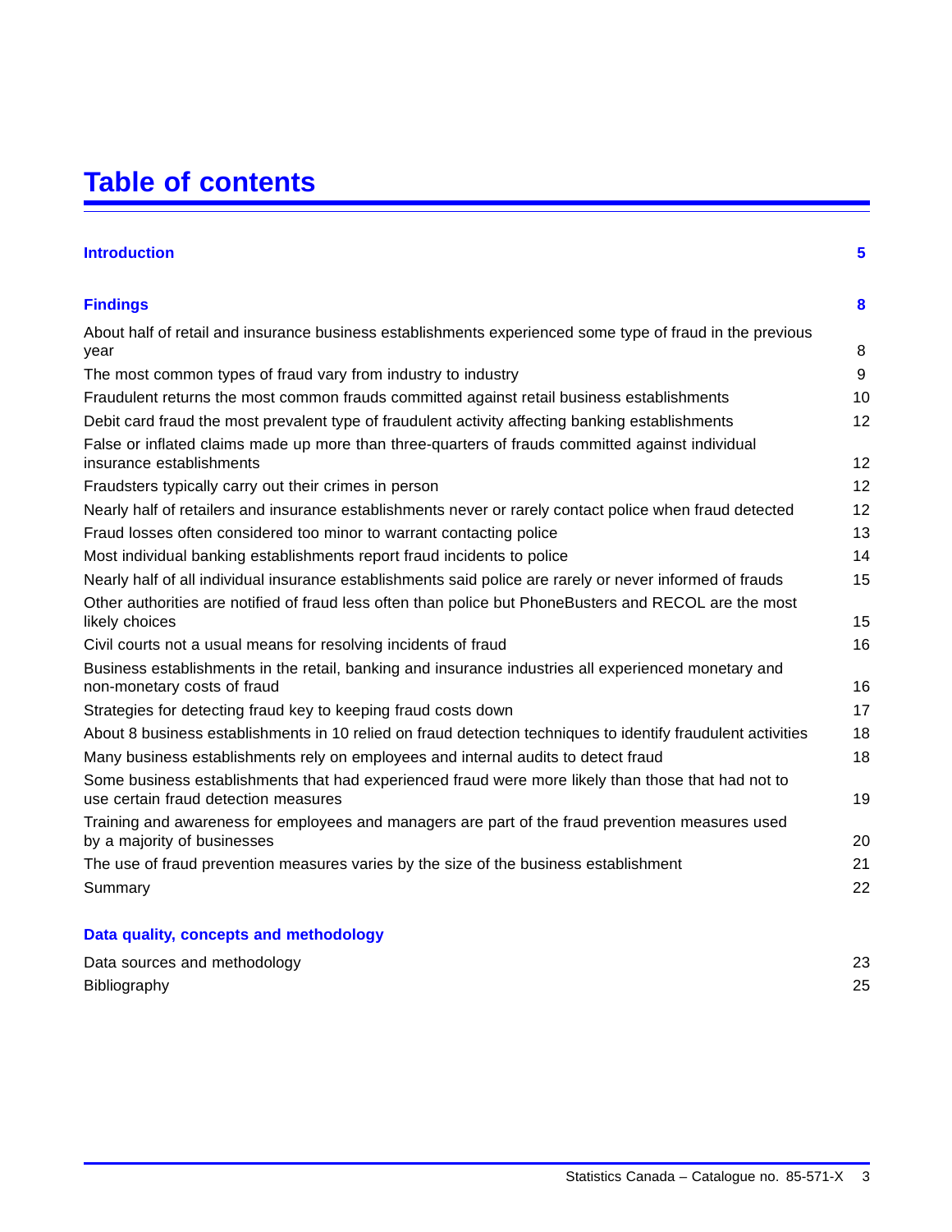# Table of contents

| | |
|---|---|
| **Introduction** | **5** |
| **Findings** | **8** |
| About half of retail and insurance business establishments experienced some type of fraud in the previous year | 8 |
| The most common types of fraud vary from industry to industry | 9 |
| Fraudulent returns the most common frauds committed against retail business establishments | 10 |
| Debit card fraud the most prevalent type of fraudulent activity affecting banking establishments | 12 |
| False or inflated claims made up more than three-quarters of frauds committed against individual insurance establishments | 12 |
| Fraudsters typically carry out their crimes in person | 12 |
| Nearly half of retailers and insurance establishments never or rarely contact police when fraud detected | 12 |
| Fraud losses often considered too minor to warrant contacting police | 13 |
| Most individual banking establishments report fraud incidents to police | 14 |
| Nearly half of all individual insurance establishments said police are rarely or never informed of frauds | 15 |
| Other authorities are notified of fraud less often than police but PhoneBusters and RECOL are the most likely choices | 15 |
| Civil courts not a usual means for resolving incidents of fraud | 16 |
| Business establishments in the retail, banking and insurance industries all experienced monetary and non-monetary costs of fraud | 16 |
| Strategies for detecting fraud key to keeping fraud costs down | 17 |
| About 8 business establishments in 10 relied on fraud detection techniques to identify fraudulent activities | 18 |
| Many business establishments rely on employees and internal audits to detect fraud | 18 |
| Some business establishments that had experienced fraud were more likely than those that had not to use certain fraud detection measures | 19 |
| Training and awareness for employees and managers are part of the fraud prevention measures used by a majority of businesses | 20 |
| The use of fraud prevention measures varies by the size of the business establishment | 21 |
| Summary | 22 |
| **Data quality, concepts and methodology** | |
| Data sources and methodology | 23 |
| Bibliography | 25 |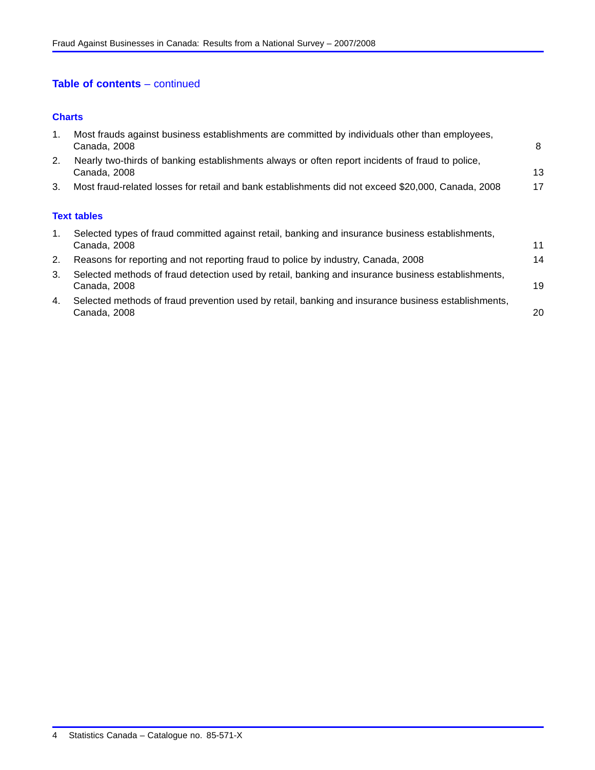## Table of contents – continued

### Charts

1. Most frauds against business establishments are committed by individuals other than employees, Canada, 2008 — 8
2. Nearly two-thirds of banking establishments always or often report incidents of fraud to police, Canada, 2008 — 13
3. Most fraud-related losses for retail and bank establishments did not exceed $20,000, Canada, 2008 — 17

### Text tables

1. Selected types of fraud committed against retail, banking and insurance business establishments, Canada, 2008 — 11
2. Reasons for reporting and not reporting fraud to police by industry, Canada, 2008 — 14
3. Selected methods of fraud detection used by retail, banking and insurance business establishments, Canada, 2008 — 19
4. Selected methods of fraud prevention used by retail, banking and insurance business establishments, Canada, 2008 — 20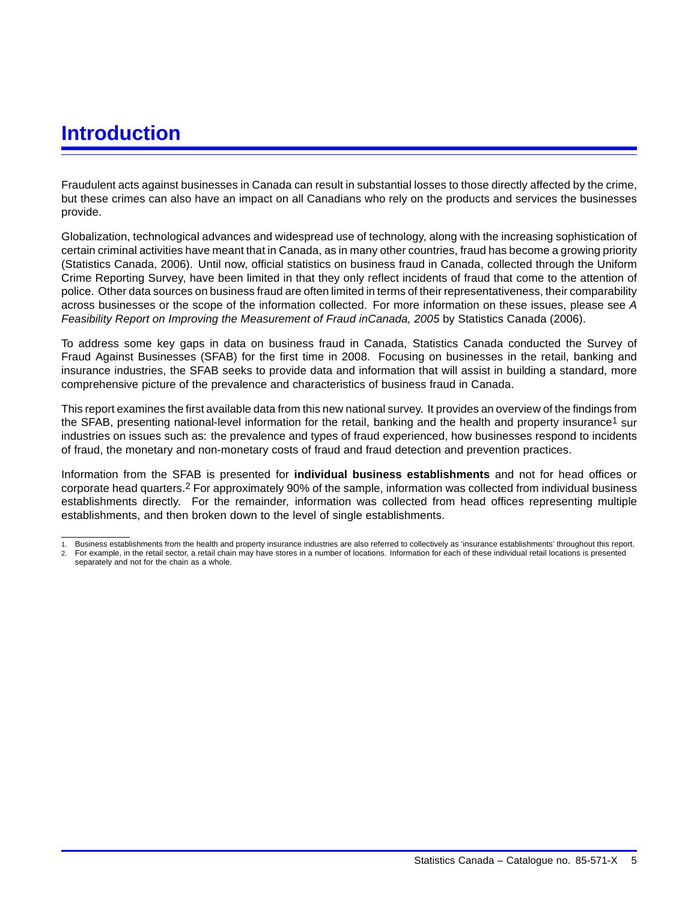# Introduction

Fraudulent acts against businesses in Canada can result in substantial losses to those directly affected by the crime, but these crimes can also have an impact on all Canadians who rely on the products and services the businesses provide.

Globalization, technological advances and widespread use of technology, along with the increasing sophistication of certain criminal activities have meant that in Canada, as in many other countries, fraud has become a growing priority (Statistics Canada, 2006). Until now, official statistics on business fraud in Canada, collected through the Uniform Crime Reporting Survey, have been limited in that they only reflect incidents of fraud that come to the attention of police. Other data sources on business fraud are often limited in terms of their representativeness, their comparability across businesses or the scope of the information collected. For more information on these issues, please see *A Feasibility Report on Improving the Measurement of Fraud inCanada, 2005* by Statistics Canada (2006).

To address some key gaps in data on business fraud in Canada, Statistics Canada conducted the Survey of Fraud Against Businesses (SFAB) for the first time in 2008. Focusing on businesses in the retail, banking and insurance industries, the SFAB seeks to provide data and information that will assist in building a standard, more comprehensive picture of the prevalence and characteristics of business fraud in Canada.

This report examines the first available data from this new national survey. It provides an overview of the findings from the SFAB, presenting national-level information for the retail, banking and the health and property insurance[1] sur industries on issues such as: the prevalence and types of fraud experienced, how businesses respond to incidents of fraud, the monetary and non-monetary costs of fraud and fraud detection and prevention practices.

Information from the SFAB is presented for **individual business establishments** and not for head offices or corporate head quarters.[2] For approximately 90% of the sample, information was collected from individual business establishments directly. For the remainder, information was collected from head offices representing multiple establishments, and then broken down to the level of single establishments.

1. Business establishments from the health and property insurance industries are also referred to collectively as 'insurance establishments' throughout this report.
2. For example, in the retail sector, a retail chain may have stores in a number of locations. Information for each of these individual retail locations is presented separately and not for the chain as a whole.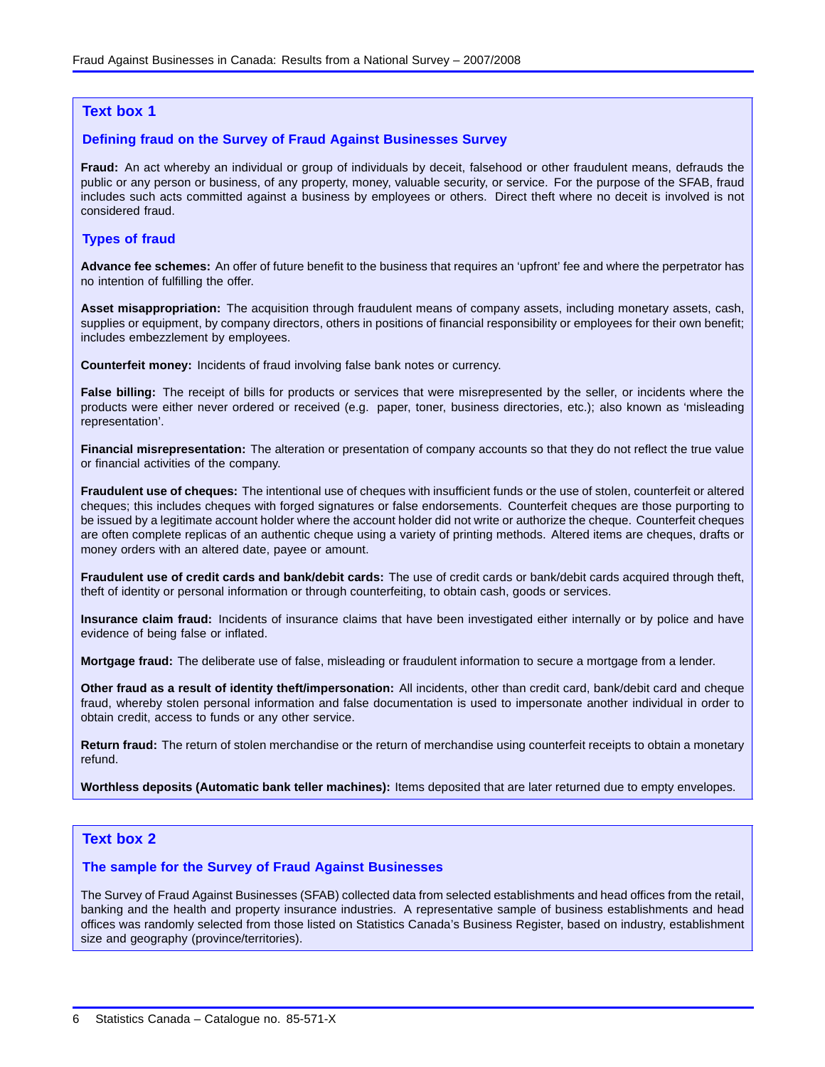## Text box 1

### Defining fraud on the Survey of Fraud Against Businesses Survey

**Fraud:** An act whereby an individual or group of individuals by deceit, falsehood or other fraudulent means, defrauds the public or any person or business, of any property, money, valuable security, or service. For the purpose of the SFAB, fraud includes such acts committed against a business by employees or others. Direct theft where no deceit is involved is not considered fraud.

### Types of fraud

**Advance fee schemes:** An offer of future benefit to the business that requires an 'upfront' fee and where the perpetrator has no intention of fulfilling the offer.

**Asset misappropriation:** The acquisition through fraudulent means of company assets, including monetary assets, cash, supplies or equipment, by company directors, others in positions of financial responsibility or employees for their own benefit; includes embezzlement by employees.

**Counterfeit money:** Incidents of fraud involving false bank notes or currency.

**False billing:** The receipt of bills for products or services that were misrepresented by the seller, or incidents where the products were either never ordered or received (e.g. paper, toner, business directories, etc.); also known as 'misleading representation'.

**Financial misrepresentation:** The alteration or presentation of company accounts so that they do not reflect the true value or financial activities of the company.

**Fraudulent use of cheques:** The intentional use of cheques with insufficient funds or the use of stolen, counterfeit or altered cheques; this includes cheques with forged signatures or false endorsements. Counterfeit cheques are those purporting to be issued by a legitimate account holder where the account holder did not write or authorize the cheque. Counterfeit cheques are often complete replicas of an authentic cheque using a variety of printing methods. Altered items are cheques, drafts or money orders with an altered date, payee or amount.

**Fraudulent use of credit cards and bank/debit cards:** The use of credit cards or bank/debit cards acquired through theft, theft of identity or personal information or through counterfeiting, to obtain cash, goods or services.

**Insurance claim fraud:** Incidents of insurance claims that have been investigated either internally or by police and have evidence of being false or inflated.

**Mortgage fraud:** The deliberate use of false, misleading or fraudulent information to secure a mortgage from a lender.

**Other fraud as a result of identity theft/impersonation:** All incidents, other than credit card, bank/debit card and cheque fraud, whereby stolen personal information and false documentation is used to impersonate another individual in order to obtain credit, access to funds or any other service.

**Return fraud:** The return of stolen merchandise or the return of merchandise using counterfeit receipts to obtain a monetary refund.

**Worthless deposits (Automatic bank teller machines):** Items deposited that are later returned due to empty envelopes.

## Text box 2

### The sample for the Survey of Fraud Against Businesses

The Survey of Fraud Against Businesses (SFAB) collected data from selected establishments and head offices from the retail, banking and the health and property insurance industries. A representative sample of business establishments and head offices was randomly selected from those listed on Statistics Canada's Business Register, based on industry, establishment size and geography (province/territories).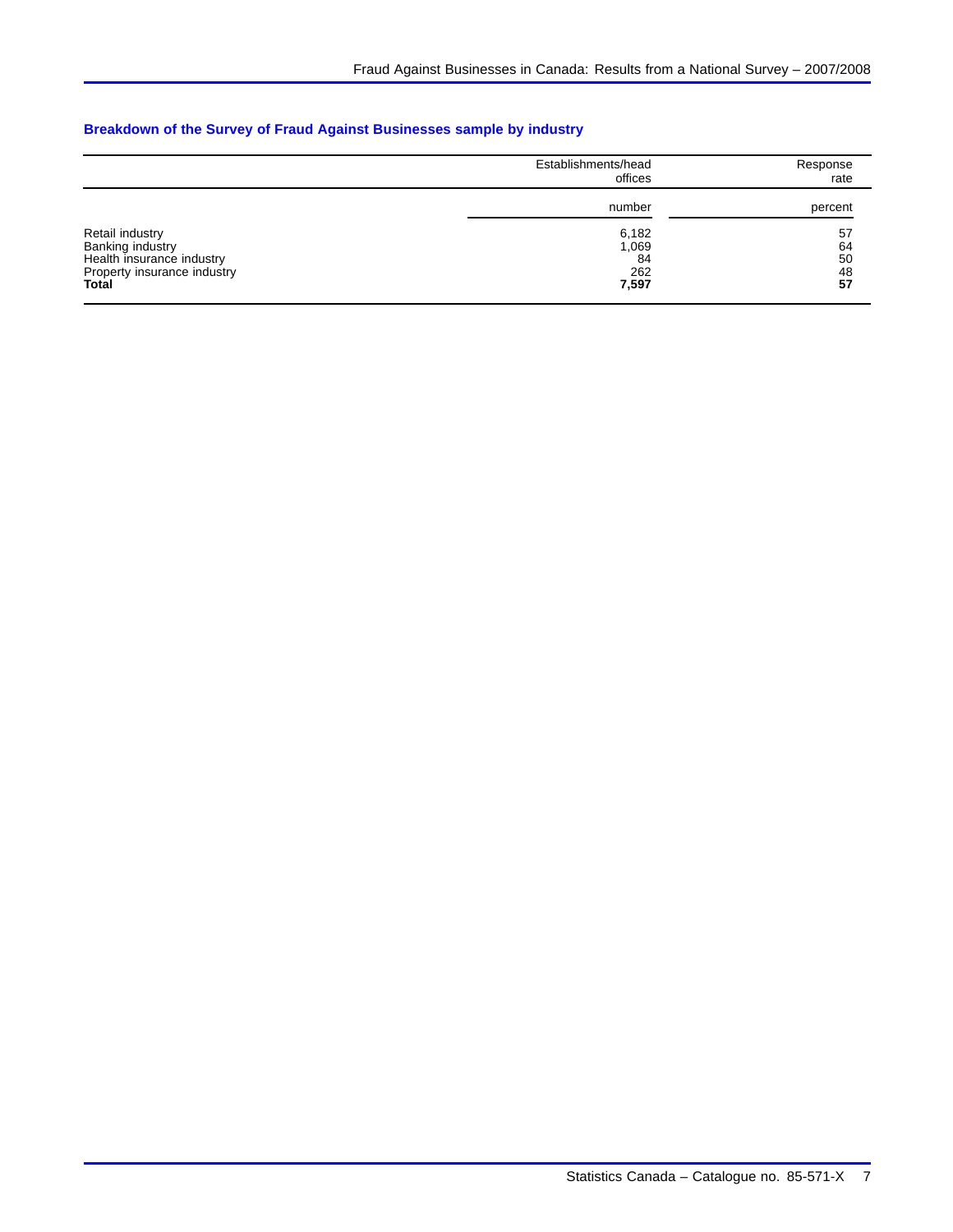### Breakdown of the Survey of Fraud Against Businesses sample by industry

| | Establishments/head offices | Response rate |
|---|---|---|
| | number | percent |
| Retail industry | 6,182 | 57 |
| Banking industry | 1,069 | 64 |
| Health insurance industry | 84 | 50 |
| Property insurance industry | 262 | 48 |
| **Total** | **7,597** | **57** |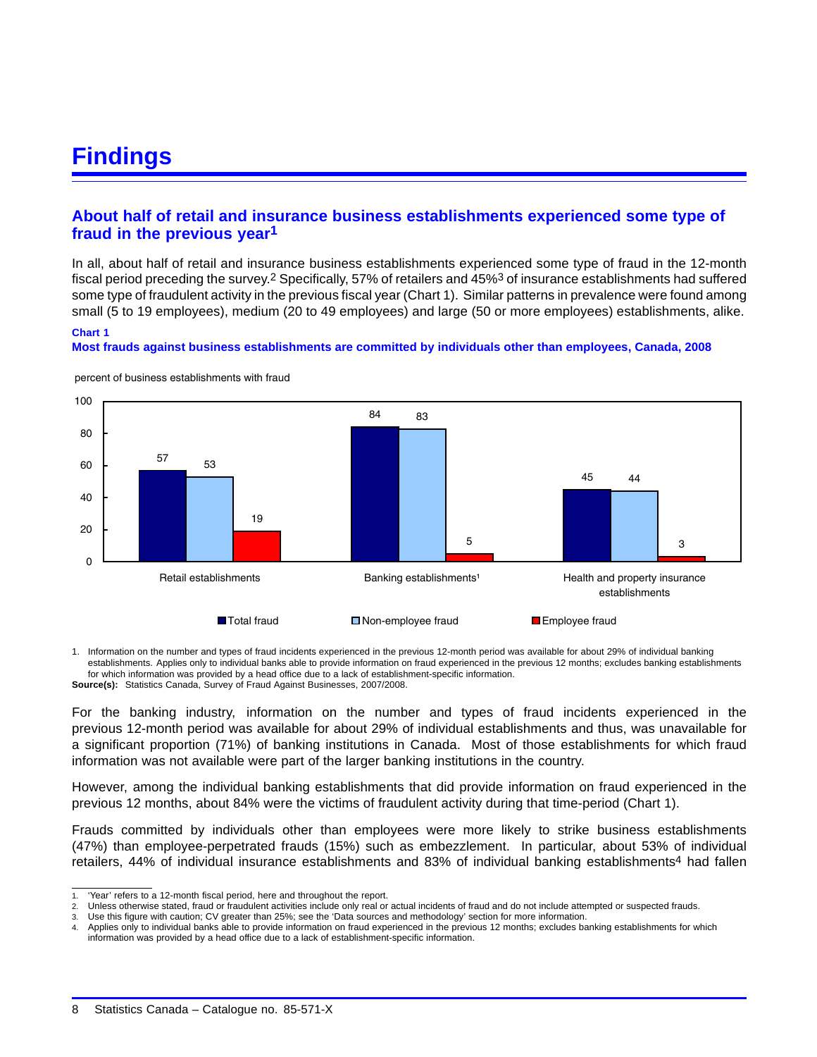# Findings

## About half of retail and insurance business establishments experienced some type of fraud in the previous year[1]

In all, about half of retail and insurance business establishments experienced some type of fraud in the 12-month fiscal period preceding the survey.[2] Specifically, 57% of retailers and 45%[3] of insurance establishments had suffered some type of fraudulent activity in the previous fiscal year (Chart 1). Similar patterns in prevalence were found among small (5 to 19 employees), medium (20 to 49 employees) and large (50 or more employees) establishments, alike.

**Chart 1**
**Most frauds against business establishments are committed by individuals other than employees, Canada, 2008**

percent of business establishments with fraud

| | Total fraud | Non-employee fraud | Employee fraud |
|---|---|---|---|
| Retail establishments | 57 | 53 | 19 |
| Banking establishments[1] | 84 | 83 | 5 |
| Health and property insurance establishments | 45 | 44 | 3 |

1. Information on the number and types of fraud incidents experienced in the previous 12-month period was available for about 29% of individual banking establishments. Applies only to individual banks able to provide information on fraud experienced in the previous 12 months; excludes banking establishments for which information was provided by a head office due to a lack of establishment-specific information.

**Source(s):** Statistics Canada, Survey of Fraud Against Businesses, 2007/2008.

For the banking industry, information on the number and types of fraud incidents experienced in the previous 12-month period was available for about 29% of individual establishments and thus, was unavailable for a significant proportion (71%) of banking institutions in Canada. Most of those establishments for which fraud information was not available were part of the larger banking institutions in the country.

However, among the individual banking establishments that did provide information on fraud experienced in the previous 12 months, about 84% were the victims of fraudulent activity during that time-period (Chart 1).

Frauds committed by individuals other than employees were more likely to strike business establishments (47%) than employee-perpetrated frauds (15%) such as embezzlement. In particular, about 53% of individual retailers, 44% of individual insurance establishments and 83% of individual banking establishments[4] had fallen

---

1. 'Year' refers to a 12-month fiscal period, here and throughout the report.
2. Unless otherwise stated, fraud or fraudulent activities include only real or actual incidents of fraud and do not include attempted or suspected frauds.
3. Use this figure with caution; CV greater than 25%; see the 'Data sources and methodology' section for more information.
4. Applies only to individual banks able to provide information on fraud experienced in the previous 12 months; excludes banking establishments for which information was provided by a head office due to a lack of establishment-specific information.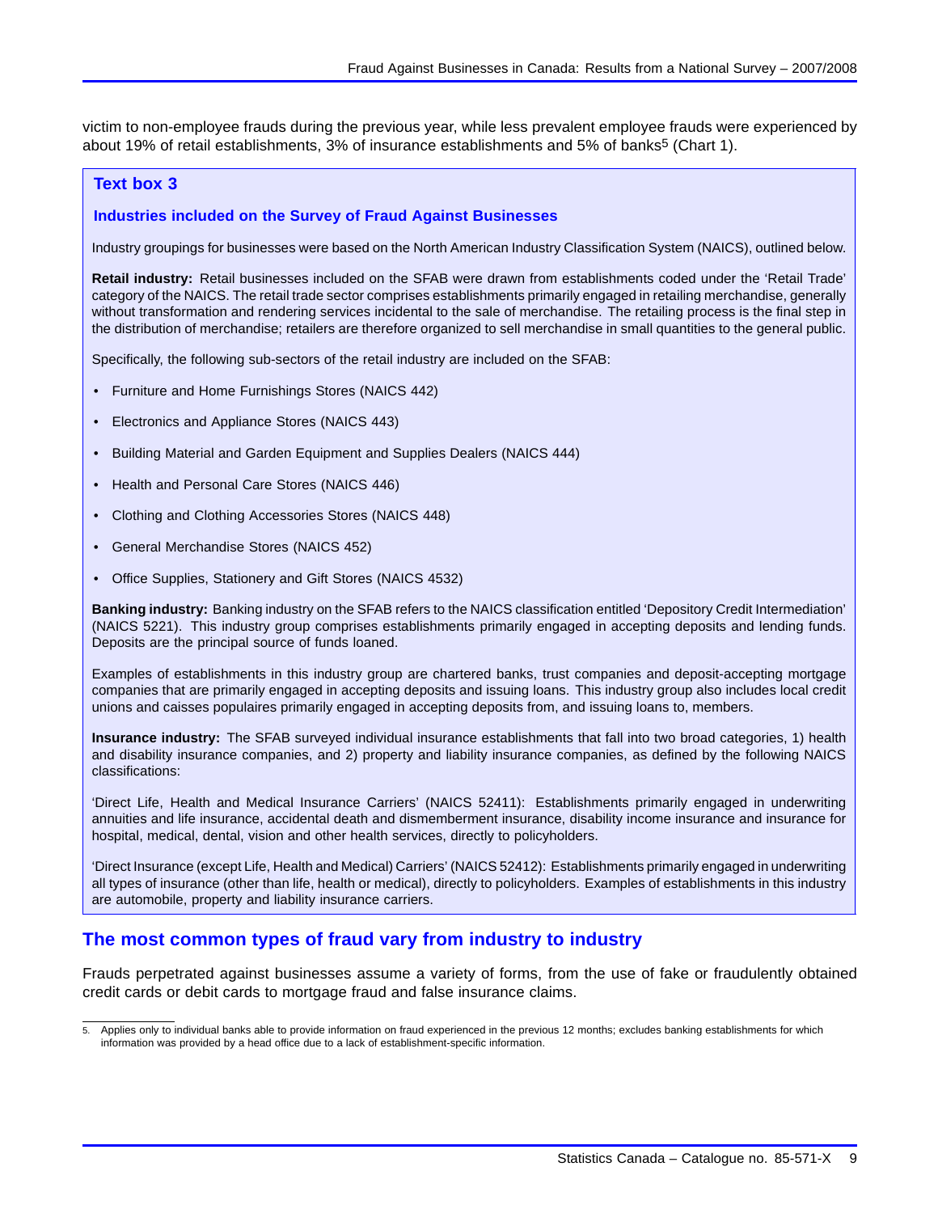victim to non-employee frauds during the previous year, while less prevalent employee frauds were experienced by about 19% of retail establishments, 3% of insurance establishments and 5% of banks[5] (Chart 1).

### Text box 3

#### Industries included on the Survey of Fraud Against Businesses

Industry groupings for businesses were based on the North American Industry Classification System (NAICS), outlined below.

**Retail industry:** Retail businesses included on the SFAB were drawn from establishments coded under the 'Retail Trade' category of the NAICS. The retail trade sector comprises establishments primarily engaged in retailing merchandise, generally without transformation and rendering services incidental to the sale of merchandise. The retailing process is the final step in the distribution of merchandise; retailers are therefore organized to sell merchandise in small quantities to the general public.

Specifically, the following sub-sectors of the retail industry are included on the SFAB:

- Furniture and Home Furnishings Stores (NAICS 442)
- Electronics and Appliance Stores (NAICS 443)
- Building Material and Garden Equipment and Supplies Dealers (NAICS 444)
- Health and Personal Care Stores (NAICS 446)
- Clothing and Clothing Accessories Stores (NAICS 448)
- General Merchandise Stores (NAICS 452)
- Office Supplies, Stationery and Gift Stores (NAICS 4532)

**Banking industry:** Banking industry on the SFAB refers to the NAICS classification entitled 'Depository Credit Intermediation' (NAICS 5221). This industry group comprises establishments primarily engaged in accepting deposits and lending funds. Deposits are the principal source of funds loaned.

Examples of establishments in this industry group are chartered banks, trust companies and deposit-accepting mortgage companies that are primarily engaged in accepting deposits and issuing loans. This industry group also includes local credit unions and caisses populaires primarily engaged in accepting deposits from, and issuing loans to, members.

**Insurance industry:** The SFAB surveyed individual insurance establishments that fall into two broad categories, 1) health and disability insurance companies, and 2) property and liability insurance companies, as defined by the following NAICS classifications:

'Direct Life, Health and Medical Insurance Carriers' (NAICS 52411): Establishments primarily engaged in underwriting annuities and life insurance, accidental death and dismemberment insurance, disability income insurance and insurance for hospital, medical, dental, vision and other health services, directly to policyholders.

'Direct Insurance (except Life, Health and Medical) Carriers' (NAICS 52412): Establishments primarily engaged in underwriting all types of insurance (other than life, health or medical), directly to policyholders. Examples of establishments in this industry are automobile, property and liability insurance carriers.

## The most common types of fraud vary from industry to industry

Frauds perpetrated against businesses assume a variety of forms, from the use of fake or fraudulently obtained credit cards or debit cards to mortgage fraud and false insurance claims.

---

5. Applies only to individual banks able to provide information on fraud experienced in the previous 12 months; excludes banking establishments for which information was provided by a head office due to a lack of establishment-specific information.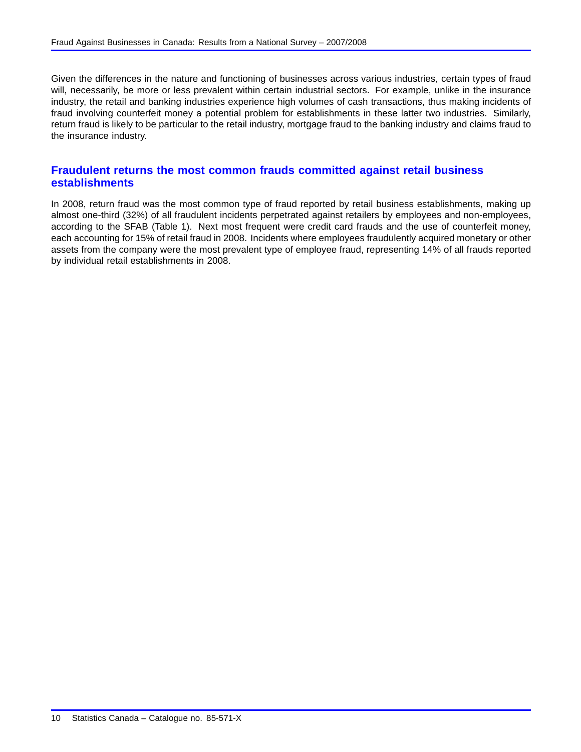Given the differences in the nature and functioning of businesses across various industries, certain types of fraud will, necessarily, be more or less prevalent within certain industrial sectors. For example, unlike in the insurance industry, the retail and banking industries experience high volumes of cash transactions, thus making incidents of fraud involving counterfeit money a potential problem for establishments in these latter two industries. Similarly, return fraud is likely to be particular to the retail industry, mortgage fraud to the banking industry and claims fraud to the insurance industry.

## Fraudulent returns the most common frauds committed against retail business establishments

In 2008, return fraud was the most common type of fraud reported by retail business establishments, making up almost one-third (32%) of all fraudulent incidents perpetrated against retailers by employees and non-employees, according to the SFAB (Table 1). Next most frequent were credit card frauds and the use of counterfeit money, each accounting for 15% of retail fraud in 2008. Incidents where employees fraudulently acquired monetary or other assets from the company were the most prevalent type of employee fraud, representing 14% of all frauds reported by individual retail establishments in 2008.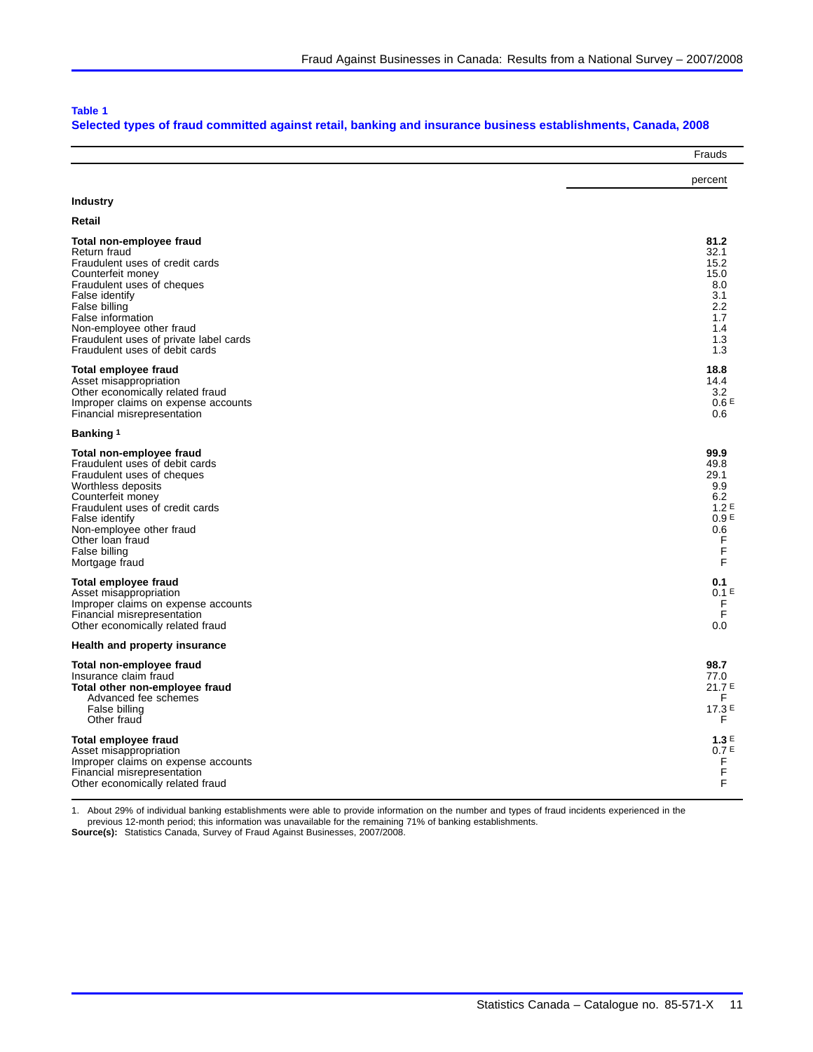**Table 1**
**Selected types of fraud committed against retail, banking and insurance business establishments, Canada, 2008**

| | Frauds |
|---|---|
| | percent |
| **Industry** | |
| **Retail** | |
| **Total non-employee fraud** | **81.2** |
| Return fraud | 32.1 |
| Fraudulent uses of credit cards | 15.2 |
| Counterfeit money | 15.0 |
| Fraudulent uses of cheques | 8.0 |
| False identify | 3.1 |
| False billing | 2.2 |
| False information | 1.7 |
| Non-employee other fraud | 1.4 |
| Fraudulent uses of private label cards | 1.3 |
| Fraudulent uses of debit cards | 1.3 |
| **Total employee fraud** | **18.8** |
| Asset misappropriation | 14.4 |
| Other economically related fraud | 3.2 |
| Improper claims on expense accounts | 0.6 E |
| Financial misrepresentation | 0.6 |
| **Banking [1]** | |
| **Total non-employee fraud** | **99.9** |
| Fraudulent uses of debit cards | 49.8 |
| Fraudulent uses of cheques | 29.1 |
| Worthless deposits | 9.9 |
| Counterfeit money | 6.2 |
| Fraudulent uses of credit cards | 1.2 E |
| False identify | 0.9 E |
| Non-employee other fraud | 0.6 |
| Other loan fraud | F |
| False billing | F |
| Mortgage fraud | F |
| **Total employee fraud** | **0.1** |
| Asset misappropriation | 0.1 E |
| Improper claims on expense accounts | F |
| Financial misrepresentation | F |
| Other economically related fraud | 0.0 |
| **Health and property insurance** | |
| **Total non-employee fraud** | **98.7** |
| Insurance claim fraud | 77.0 |
| **Total other non-employee fraud** | 21.7 E |
| Advanced fee schemes | F |
| False billing | 17.3 E |
| Other fraud | F |
| **Total employee fraud** | **1.3** E |
| Asset misappropriation | 0.7 E |
| Improper claims on expense accounts | F |
| Financial misrepresentation | F |
| Other economically related fraud | F |

1. About 29% of individual banking establishments were able to provide information on the number and types of fraud incidents experienced in the previous 12-month period; this information was unavailable for the remaining 71% of banking establishments.

**Source(s):** Statistics Canada, Survey of Fraud Against Businesses, 2007/2008.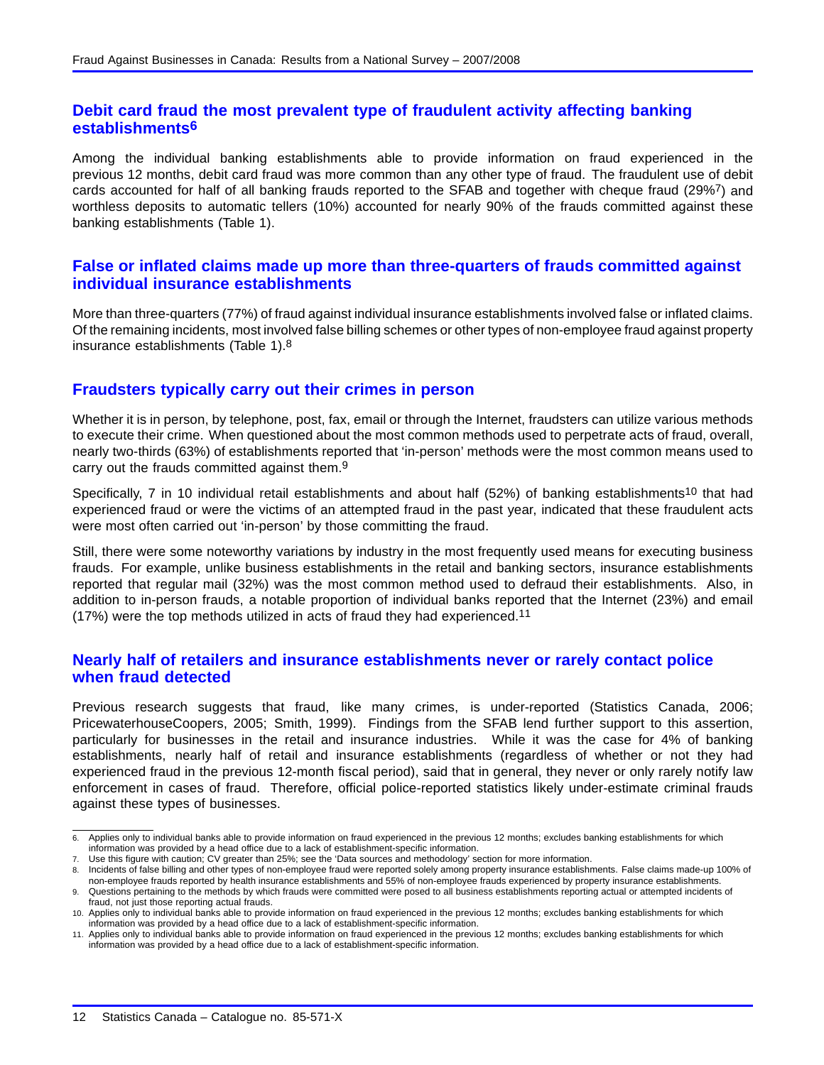## Debit card fraud the most prevalent type of fraudulent activity affecting banking establishments[6]

Among the individual banking establishments able to provide information on fraud experienced in the previous 12 months, debit card fraud was more common than any other type of fraud. The fraudulent use of debit cards accounted for half of all banking frauds reported to the SFAB and together with cheque fraud (29%[7]) and worthless deposits to automatic tellers (10%) accounted for nearly 90% of the frauds committed against these banking establishments (Table 1).

## False or inflated claims made up more than three-quarters of frauds committed against individual insurance establishments

More than three-quarters (77%) of fraud against individual insurance establishments involved false or inflated claims. Of the remaining incidents, most involved false billing schemes or other types of non-employee fraud against property insurance establishments (Table 1).[8]

## Fraudsters typically carry out their crimes in person

Whether it is in person, by telephone, post, fax, email or through the Internet, fraudsters can utilize various methods to execute their crime. When questioned about the most common methods used to perpetrate acts of fraud, overall, nearly two-thirds (63%) of establishments reported that 'in-person' methods were the most common means used to carry out the frauds committed against them.[9]

Specifically, 7 in 10 individual retail establishments and about half (52%) of banking establishments[10] that had experienced fraud or were the victims of an attempted fraud in the past year, indicated that these fraudulent acts were most often carried out 'in-person' by those committing the fraud.

Still, there were some noteworthy variations by industry in the most frequently used means for executing business frauds. For example, unlike business establishments in the retail and banking sectors, insurance establishments reported that regular mail (32%) was the most common method used to defraud their establishments. Also, in addition to in-person frauds, a notable proportion of individual banks reported that the Internet (23%) and email (17%) were the top methods utilized in acts of fraud they had experienced.[11]

## Nearly half of retailers and insurance establishments never or rarely contact police when fraud detected

Previous research suggests that fraud, like many crimes, is under-reported (Statistics Canada, 2006; PricewaterhouseCoopers, 2005; Smith, 1999). Findings from the SFAB lend further support to this assertion, particularly for businesses in the retail and insurance industries. While it was the case for 4% of banking establishments, nearly half of retail and insurance establishments (regardless of whether or not they had experienced fraud in the previous 12-month fiscal period), said that in general, they never or only rarely notify law enforcement in cases of fraud. Therefore, official police-reported statistics likely under-estimate criminal frauds against these types of businesses.

---

6. Applies only to individual banks able to provide information on fraud experienced in the previous 12 months; excludes banking establishments for which information was provided by a head office due to a lack of establishment-specific information.
7. Use this figure with caution; CV greater than 25%; see the 'Data sources and methodology' section for more information.
8. Incidents of false billing and other types of non-employee fraud were reported solely among property insurance establishments. False claims made-up 100% of non-employee frauds reported by health insurance establishments and 55% of non-employee frauds experienced by property insurance establishments.
9. Questions pertaining to the methods by which frauds were committed were posed to all business establishments reporting actual or attempted incidents of fraud, not just those reporting actual frauds.
10. Applies only to individual banks able to provide information on fraud experienced in the previous 12 months; excludes banking establishments for which information was provided by a head office due to a lack of establishment-specific information.
11. Applies only to individual banks able to provide information on fraud experienced in the previous 12 months; excludes banking establishments for which information was provided by a head office due to a lack of establishment-specific information.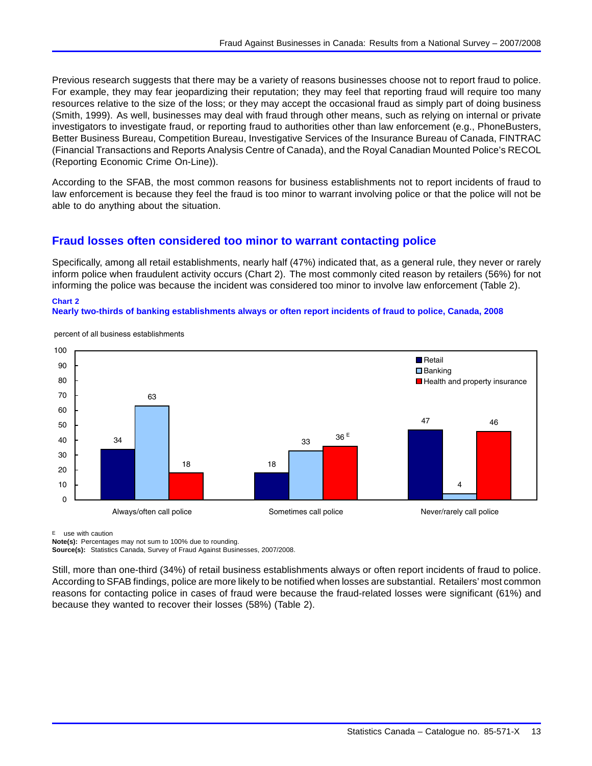Previous research suggests that there may be a variety of reasons businesses choose not to report fraud to police. For example, they may fear jeopardizing their reputation; they may feel that reporting fraud will require too many resources relative to the size of the loss; or they may accept the occasional fraud as simply part of doing business (Smith, 1999). As well, businesses may deal with fraud through other means, such as relying on internal or private investigators to investigate fraud, or reporting fraud to authorities other than law enforcement (e.g., PhoneBusters, Better Business Bureau, Competition Bureau, Investigative Services of the Insurance Bureau of Canada, FINTRAC (Financial Transactions and Reports Analysis Centre of Canada), and the Royal Canadian Mounted Police's RECOL (Reporting Economic Crime On-Line)).

According to the SFAB, the most common reasons for business establishments not to report incidents of fraud to law enforcement is because they feel the fraud is too minor to warrant involving police or that the police will not be able to do anything about the situation.

## Fraud losses often considered too minor to warrant contacting police

Specifically, among all retail establishments, nearly half (47%) indicated that, as a general rule, they never or rarely inform police when fraudulent activity occurs (Chart 2). The most commonly cited reason by retailers (56%) for not informing the police was because the incident was considered too minor to involve law enforcement (Table 2).

**Chart 2**
**Nearly two-thirds of banking establishments always or often report incidents of fraud to police, Canada, 2008**

percent of all business establishments

| | Retail | Banking | Health and property insurance |
|---|---|---|---|
| Always/often call police | 34 | 63 | 18 |
| Sometimes call police | 18 | 33 | 36 E |
| Never/rarely call police | 47 | 4 | 46 |

E use with caution
**Note(s):** Percentages may not sum to 100% due to rounding.
**Source(s):** Statistics Canada, Survey of Fraud Against Businesses, 2007/2008.

Still, more than one-third (34%) of retail business establishments always or often report incidents of fraud to police. According to SFAB findings, police are more likely to be notified when losses are substantial. Retailers' most common reasons for contacting police in cases of fraud were because the fraud-related losses were significant (61%) and because they wanted to recover their losses (58%) (Table 2).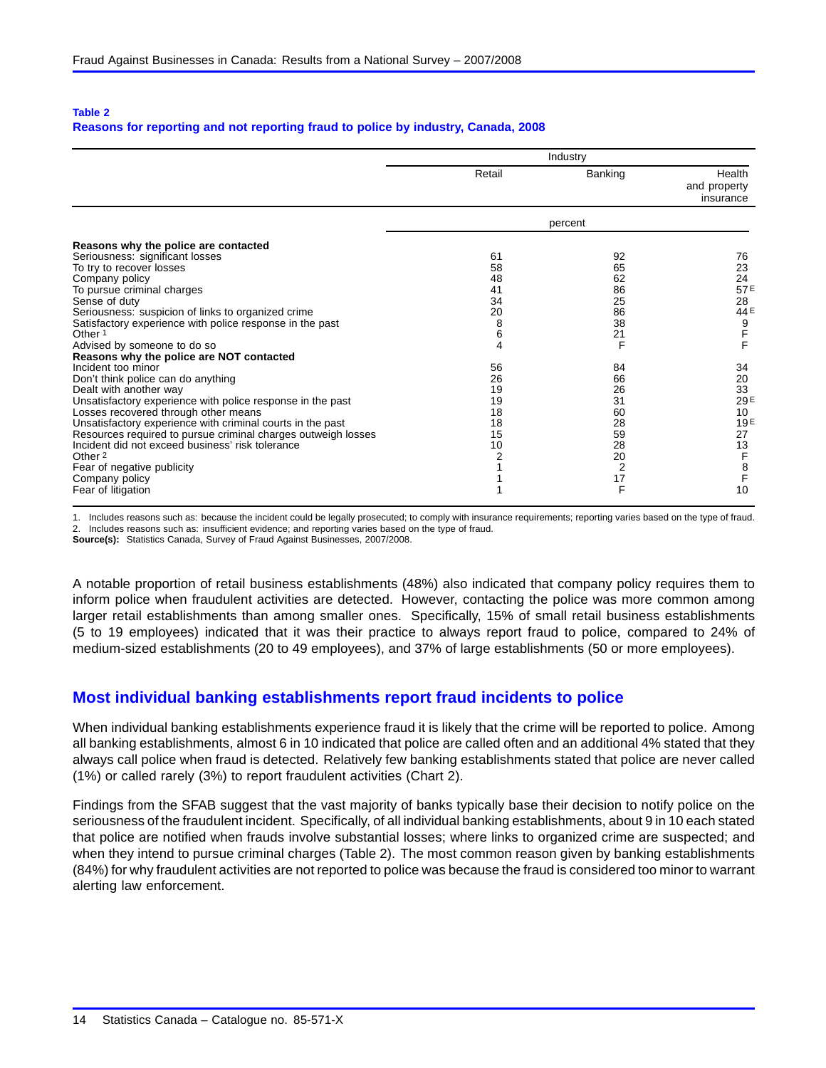**Table 2**
**Reasons for reporting and not reporting fraud to police by industry, Canada, 2008**

| | Industry | | |
|---|---|---|---|
| | Retail | Banking | Health and property insurance |
| | percent | | |
| **Reasons why the police are contacted** | | | |
| Seriousness: significant losses | 61 | 92 | 76 |
| To try to recover losses | 58 | 65 | 23 |
| Company policy | 48 | 62 | 24 |
| To pursue criminal charges | 41 | 86 | 57 E |
| Sense of duty | 34 | 25 | 28 |
| Seriousness: suspicion of links to organized crime | 20 | 86 | 44 E |
| Satisfactory experience with police response in the past | 8 | 38 | 9 |
| Other [1] | 6 | 21 | F |
| Advised by someone to do so | 4 | F | F |
| **Reasons why the police are NOT contacted** | | | |
| Incident too minor | 56 | 84 | 34 |
| Don't think police can do anything | 26 | 66 | 20 |
| Dealt with another way | 19 | 26 | 33 |
| Unsatisfactory experience with police response in the past | 19 | 31 | 29 E |
| Losses recovered through other means | 18 | 60 | 10 |
| Unsatisfactory experience with criminal courts in the past | 18 | 28 | 19 E |
| Resources required to pursue criminal charges outweigh losses | 15 | 59 | 27 |
| Incident did not exceed business' risk tolerance | 10 | 28 | 13 |
| Other [2] | 2 | 20 | F |
| Fear of negative publicity | 1 | 2 | 8 |
| Company policy | 1 | 17 | F |
| Fear of litigation | 1 | F | 10 |

1. Includes reasons such as: because the incident could be legally prosecuted; to comply with insurance requirements; reporting varies based on the type of fraud.
2. Includes reasons such as: insufficient evidence; and reporting varies based on the type of fraud.
**Source(s):** Statistics Canada, Survey of Fraud Against Businesses, 2007/2008.

A notable proportion of retail business establishments (48%) also indicated that company policy requires them to inform police when fraudulent activities are detected. However, contacting the police was more common among larger retail establishments than among smaller ones. Specifically, 15% of small retail business establishments (5 to 19 employees) indicated that it was their practice to always report fraud to police, compared to 24% of medium-sized establishments (20 to 49 employees), and 37% of large establishments (50 or more employees).

## Most individual banking establishments report fraud incidents to police

When individual banking establishments experience fraud it is likely that the crime will be reported to police. Among all banking establishments, almost 6 in 10 indicated that police are called often and an additional 4% stated that they always call police when fraud is detected. Relatively few banking establishments stated that police are never called (1%) or called rarely (3%) to report fraudulent activities (Chart 2).

Findings from the SFAB suggest that the vast majority of banks typically base their decision to notify police on the seriousness of the fraudulent incident. Specifically, of all individual banking establishments, about 9 in 10 each stated that police are notified when frauds involve substantial losses; where links to organized crime are suspected; and when they intend to pursue criminal charges (Table 2). The most common reason given by banking establishments (84%) for why fraudulent activities are not reported to police was because the fraud is considered too minor to warrant alerting law enforcement.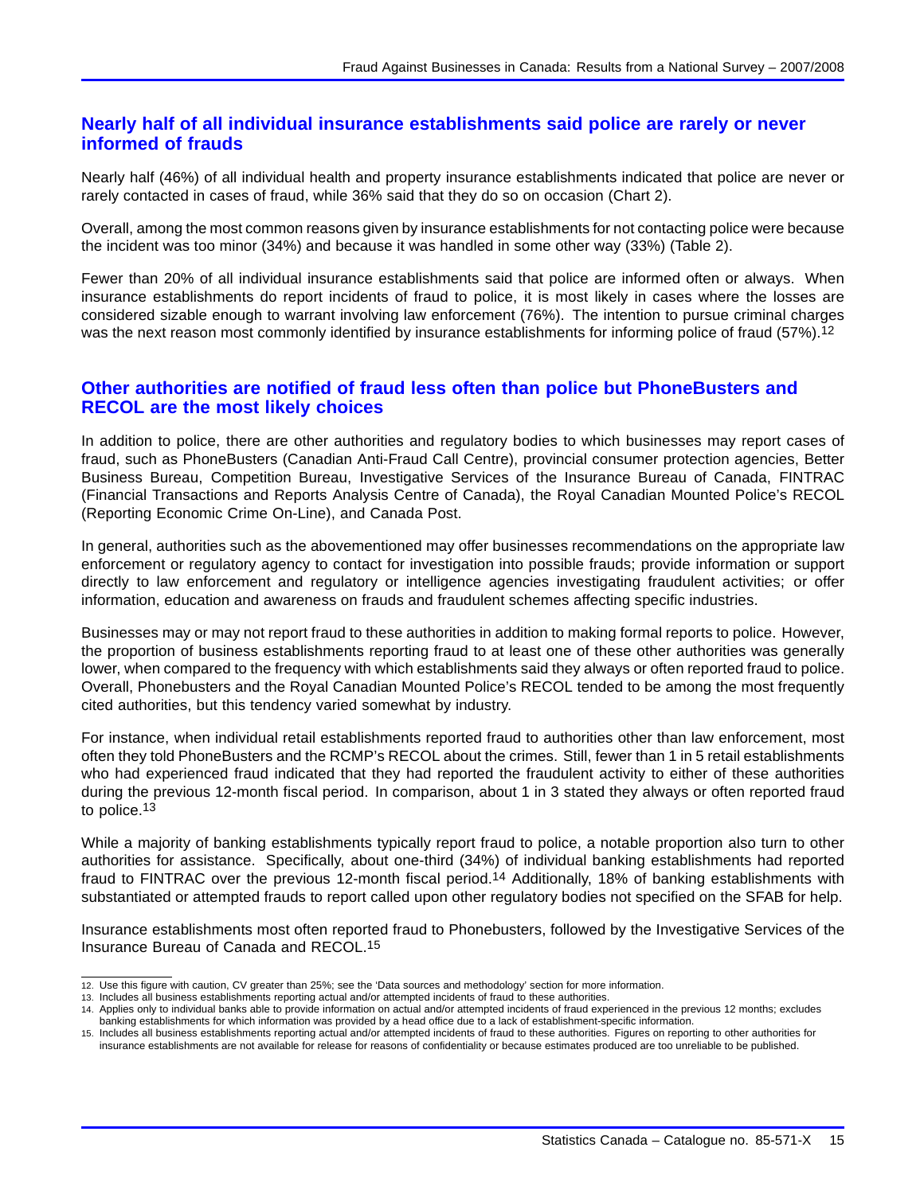## Nearly half of all individual insurance establishments said police are rarely or never informed of frauds

Nearly half (46%) of all individual health and property insurance establishments indicated that police are never or rarely contacted in cases of fraud, while 36% said that they do so on occasion (Chart 2).

Overall, among the most common reasons given by insurance establishments for not contacting police were because the incident was too minor (34%) and because it was handled in some other way (33%) (Table 2).

Fewer than 20% of all individual insurance establishments said that police are informed often or always. When insurance establishments do report incidents of fraud to police, it is most likely in cases where the losses are considered sizable enough to warrant involving law enforcement (76%). The intention to pursue criminal charges was the next reason most commonly identified by insurance establishments for informing police of fraud (57%).[12]

## Other authorities are notified of fraud less often than police but PhoneBusters and RECOL are the most likely choices

In addition to police, there are other authorities and regulatory bodies to which businesses may report cases of fraud, such as PhoneBusters (Canadian Anti-Fraud Call Centre), provincial consumer protection agencies, Better Business Bureau, Competition Bureau, Investigative Services of the Insurance Bureau of Canada, FINTRAC (Financial Transactions and Reports Analysis Centre of Canada), the Royal Canadian Mounted Police's RECOL (Reporting Economic Crime On-Line), and Canada Post.

In general, authorities such as the abovementioned may offer businesses recommendations on the appropriate law enforcement or regulatory agency to contact for investigation into possible frauds; provide information or support directly to law enforcement and regulatory or intelligence agencies investigating fraudulent activities; or offer information, education and awareness on frauds and fraudulent schemes affecting specific industries.

Businesses may or may not report fraud to these authorities in addition to making formal reports to police. However, the proportion of business establishments reporting fraud to at least one of these other authorities was generally lower, when compared to the frequency with which establishments said they always or often reported fraud to police. Overall, Phonebusters and the Royal Canadian Mounted Police's RECOL tended to be among the most frequently cited authorities, but this tendency varied somewhat by industry.

For instance, when individual retail establishments reported fraud to authorities other than law enforcement, most often they told PhoneBusters and the RCMP's RECOL about the crimes. Still, fewer than 1 in 5 retail establishments who had experienced fraud indicated that they had reported the fraudulent activity to either of these authorities during the previous 12-month fiscal period. In comparison, about 1 in 3 stated they always or often reported fraud to police.[13]

While a majority of banking establishments typically report fraud to police, a notable proportion also turn to other authorities for assistance. Specifically, about one-third (34%) of individual banking establishments had reported fraud to FINTRAC over the previous 12-month fiscal period.[14] Additionally, 18% of banking establishments with substantiated or attempted frauds to report called upon other regulatory bodies not specified on the SFAB for help.

Insurance establishments most often reported fraud to Phonebusters, followed by the Investigative Services of the Insurance Bureau of Canada and RECOL.[15]

---

12. Use this figure with caution, CV greater than 25%; see the 'Data sources and methodology' section for more information.
13. Includes all business establishments reporting actual and/or attempted incidents of fraud to these authorities.
14. Applies only to individual banks able to provide information on actual and/or attempted incidents of fraud experienced in the previous 12 months; excludes banking establishments for which information was provided by a head office due to a lack of establishment-specific information.
15. Includes all business establishments reporting actual and/or attempted incidents of fraud to these authorities. Figures on reporting to other authorities for insurance establishments are not available for release for reasons of confidentiality or because estimates produced are too unreliable to be published.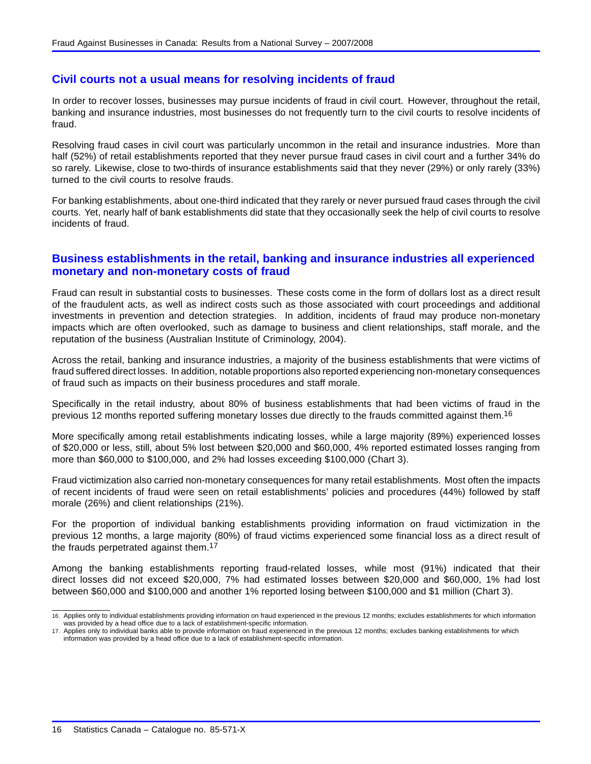## Civil courts not a usual means for resolving incidents of fraud

In order to recover losses, businesses may pursue incidents of fraud in civil court. However, throughout the retail, banking and insurance industries, most businesses do not frequently turn to the civil courts to resolve incidents of fraud.

Resolving fraud cases in civil court was particularly uncommon in the retail and insurance industries. More than half (52%) of retail establishments reported that they never pursue fraud cases in civil court and a further 34% do so rarely. Likewise, close to two-thirds of insurance establishments said that they never (29%) or only rarely (33%) turned to the civil courts to resolve frauds.

For banking establishments, about one-third indicated that they rarely or never pursued fraud cases through the civil courts. Yet, nearly half of bank establishments did state that they occasionally seek the help of civil courts to resolve incidents of fraud.

## Business establishments in the retail, banking and insurance industries all experienced monetary and non-monetary costs of fraud

Fraud can result in substantial costs to businesses. These costs come in the form of dollars lost as a direct result of the fraudulent acts, as well as indirect costs such as those associated with court proceedings and additional investments in prevention and detection strategies. In addition, incidents of fraud may produce non-monetary impacts which are often overlooked, such as damage to business and client relationships, staff morale, and the reputation of the business (Australian Institute of Criminology, 2004).

Across the retail, banking and insurance industries, a majority of the business establishments that were victims of fraud suffered direct losses. In addition, notable proportions also reported experiencing non-monetary consequences of fraud such as impacts on their business procedures and staff morale.

Specifically in the retail industry, about 80% of business establishments that had been victims of fraud in the previous 12 months reported suffering monetary losses due directly to the frauds committed against them.[16]

More specifically among retail establishments indicating losses, while a large majority (89%) experienced losses of $20,000 or less, still, about 5% lost between $20,000 and $60,000, 4% reported estimated losses ranging from more than $60,000 to $100,000, and 2% had losses exceeding $100,000 (Chart 3).

Fraud victimization also carried non-monetary consequences for many retail establishments. Most often the impacts of recent incidents of fraud were seen on retail establishments' policies and procedures (44%) followed by staff morale (26%) and client relationships (21%).

For the proportion of individual banking establishments providing information on fraud victimization in the previous 12 months, a large majority (80%) of fraud victims experienced some financial loss as a direct result of the frauds perpetrated against them.[17]

Among the banking establishments reporting fraud-related losses, while most (91%) indicated that their direct losses did not exceed $20,000, 7% had estimated losses between $20,000 and $60,000, 1% had lost between $60,000 and $100,000 and another 1% reported losing between $100,000 and $1 million (Chart 3).

---

16. Applies only to individual establishments providing information on fraud experienced in the previous 12 months; excludes establishments for which information was provided by a head office due to a lack of establishment-specific information.
17. Applies only to individual banks able to provide information on fraud experienced in the previous 12 months; excludes banking establishments for which information was provided by a head office due to a lack of establishment-specific information.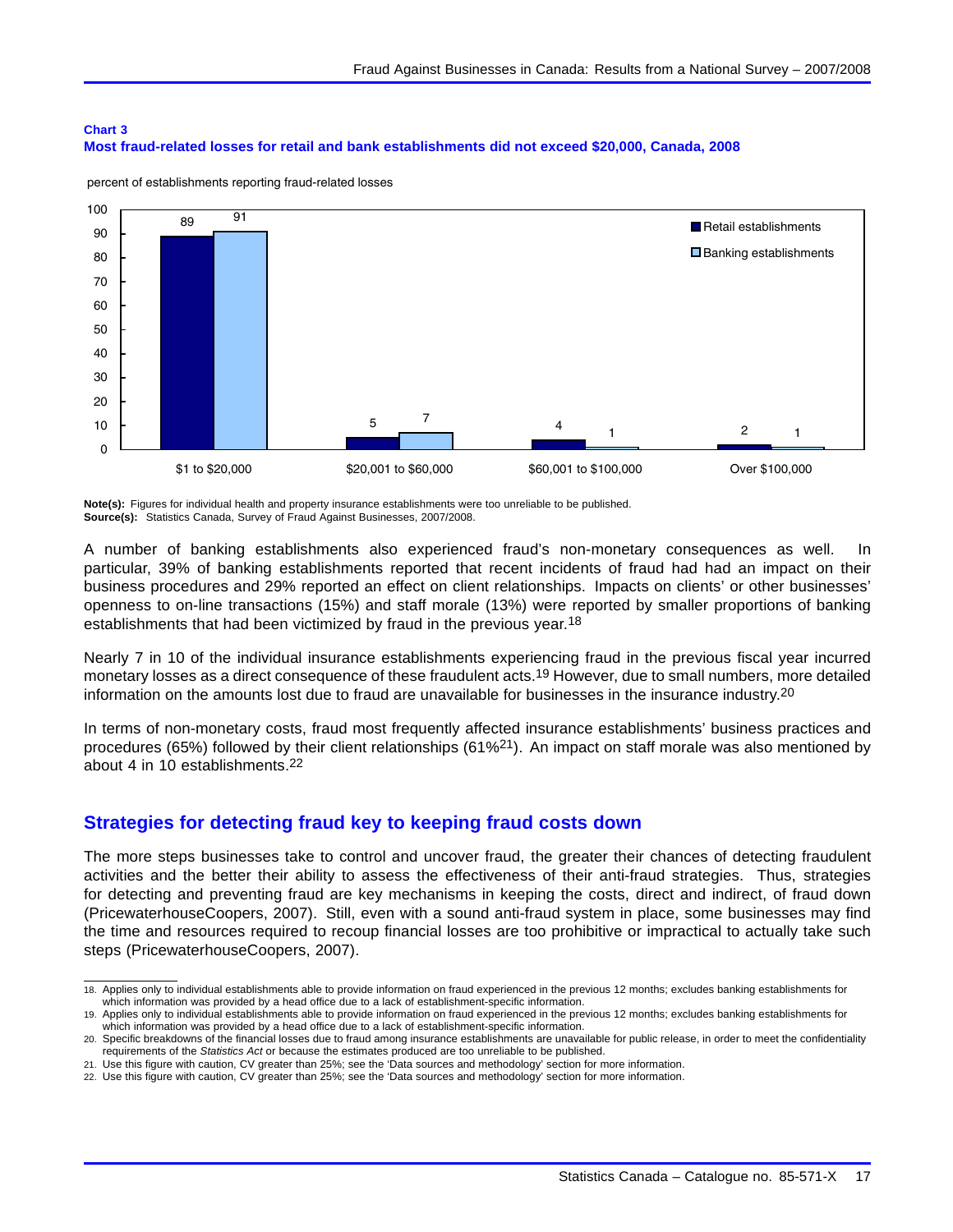**Chart 3**
**Most fraud-related losses for retail and bank establishments did not exceed $20,000, Canada, 2008**

percent of establishments reporting fraud-related losses

| | Retail establishments | Banking establishments |
|---|---|---|
| $1 to $20,000 | 89 | 91 |
| $20,001 to $60,000 | 5 | 7 |
| $60,001 to $100,000 | 4 | 1 |
| Over $100,000 | 2 | 1 |

**Note(s):** Figures for individual health and property insurance establishments were too unreliable to be published.
**Source(s):** Statistics Canada, Survey of Fraud Against Businesses, 2007/2008.

A number of banking establishments also experienced fraud's non-monetary consequences as well. In particular, 39% of banking establishments reported that recent incidents of fraud had had an impact on their business procedures and 29% reported an effect on client relationships. Impacts on clients' or other businesses' openness to on-line transactions (15%) and staff morale (13%) were reported by smaller proportions of banking establishments that had been victimized by fraud in the previous year.[18]

Nearly 7 in 10 of the individual insurance establishments experiencing fraud in the previous fiscal year incurred monetary losses as a direct consequence of these fraudulent acts.[19] However, due to small numbers, more detailed information on the amounts lost due to fraud are unavailable for businesses in the insurance industry.[20]

In terms of non-monetary costs, fraud most frequently affected insurance establishments' business practices and procedures (65%) followed by their client relationships (61%[21]). An impact on staff morale was also mentioned by about 4 in 10 establishments.[22]

## Strategies for detecting fraud key to keeping fraud costs down

The more steps businesses take to control and uncover fraud, the greater their chances of detecting fraudulent activities and the better their ability to assess the effectiveness of their anti-fraud strategies. Thus, strategies for detecting and preventing fraud are key mechanisms in keeping the costs, direct and indirect, of fraud down (PricewaterhouseCoopers, 2007). Still, even with a sound anti-fraud system in place, some businesses may find the time and resources required to recoup financial losses are too prohibitive or impractical to actually take such steps (PricewaterhouseCoopers, 2007).

---

18. Applies only to individual establishments able to provide information on fraud experienced in the previous 12 months; excludes banking establishments for which information was provided by a head office due to a lack of establishment-specific information.
19. Applies only to individual establishments able to provide information on fraud experienced in the previous 12 months; excludes banking establishments for which information was provided by a head office due to a lack of establishment-specific information.
20. Specific breakdowns of the financial losses due to fraud among insurance establishments are unavailable for public release, in order to meet the confidentiality requirements of the *Statistics Act* or because the estimates produced are too unreliable to be published.
21. Use this figure with caution, CV greater than 25%; see the 'Data sources and methodology' section for more information.
22. Use this figure with caution, CV greater than 25%; see the 'Data sources and methodology' section for more information.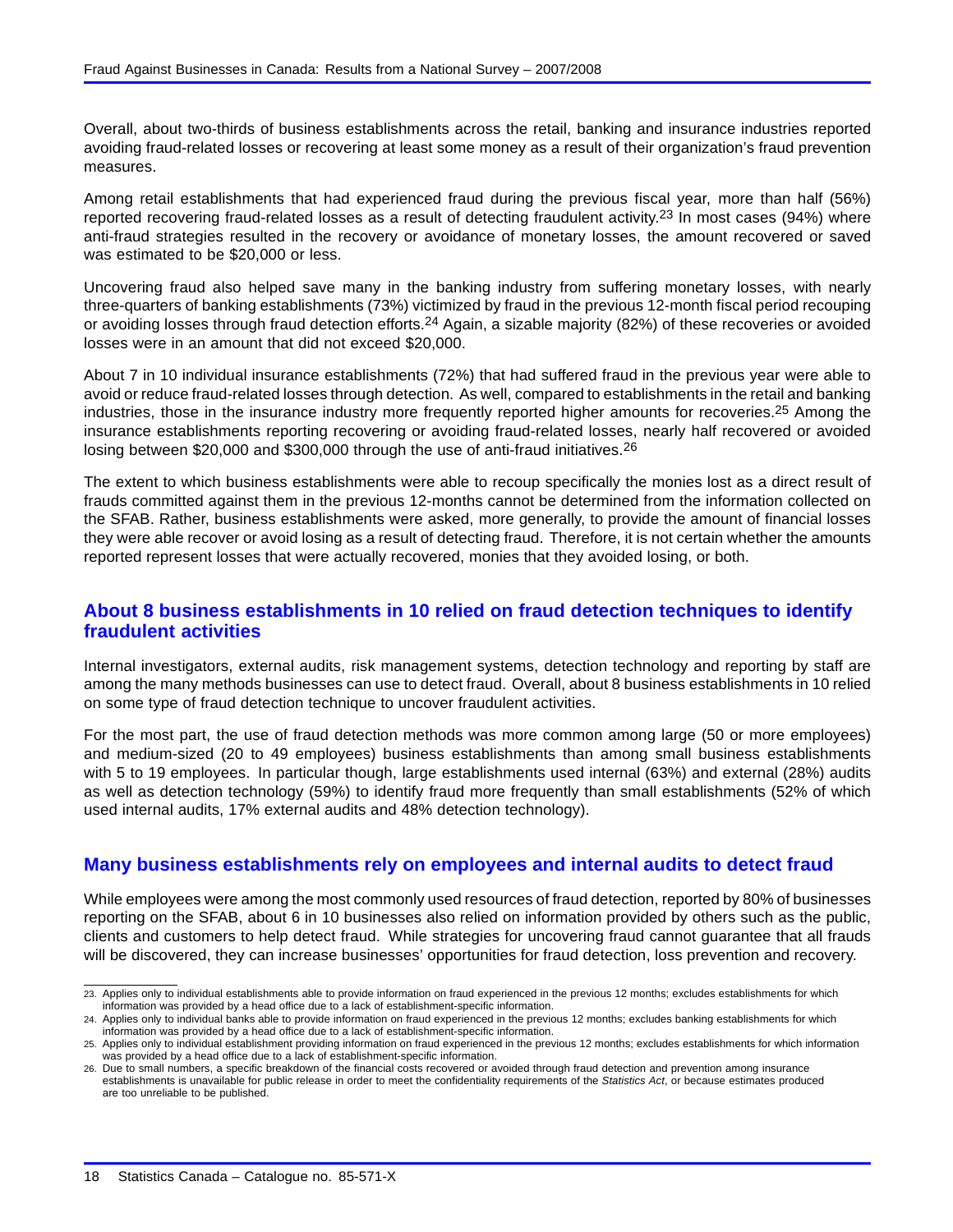Overall, about two-thirds of business establishments across the retail, banking and insurance industries reported avoiding fraud-related losses or recovering at least some money as a result of their organization's fraud prevention measures.

Among retail establishments that had experienced fraud during the previous fiscal year, more than half (56%) reported recovering fraud-related losses as a result of detecting fraudulent activity.[23] In most cases (94%) where anti-fraud strategies resulted in the recovery or avoidance of monetary losses, the amount recovered or saved was estimated to be $20,000 or less.

Uncovering fraud also helped save many in the banking industry from suffering monetary losses, with nearly three-quarters of banking establishments (73%) victimized by fraud in the previous 12-month fiscal period recouping or avoiding losses through fraud detection efforts.[24] Again, a sizable majority (82%) of these recoveries or avoided losses were in an amount that did not exceed $20,000.

About 7 in 10 individual insurance establishments (72%) that had suffered fraud in the previous year were able to avoid or reduce fraud-related losses through detection. As well, compared to establishments in the retail and banking industries, those in the insurance industry more frequently reported higher amounts for recoveries.[25] Among the insurance establishments reporting recovering or avoiding fraud-related losses, nearly half recovered or avoided losing between $20,000 and $300,000 through the use of anti-fraud initiatives.[26]

The extent to which business establishments were able to recoup specifically the monies lost as a direct result of frauds committed against them in the previous 12-months cannot be determined from the information collected on the SFAB. Rather, business establishments were asked, more generally, to provide the amount of financial losses they were able recover or avoid losing as a result of detecting fraud. Therefore, it is not certain whether the amounts reported represent losses that were actually recovered, monies that they avoided losing, or both.

## About 8 business establishments in 10 relied on fraud detection techniques to identify fraudulent activities

Internal investigators, external audits, risk management systems, detection technology and reporting by staff are among the many methods businesses can use to detect fraud. Overall, about 8 business establishments in 10 relied on some type of fraud detection technique to uncover fraudulent activities.

For the most part, the use of fraud detection methods was more common among large (50 or more employees) and medium-sized (20 to 49 employees) business establishments than among small business establishments with 5 to 19 employees. In particular though, large establishments used internal (63%) and external (28%) audits as well as detection technology (59%) to identify fraud more frequently than small establishments (52% of which used internal audits, 17% external audits and 48% detection technology).

## Many business establishments rely on employees and internal audits to detect fraud

While employees were among the most commonly used resources of fraud detection, reported by 80% of businesses reporting on the SFAB, about 6 in 10 businesses also relied on information provided by others such as the public, clients and customers to help detect fraud. While strategies for uncovering fraud cannot guarantee that all frauds will be discovered, they can increase businesses' opportunities for fraud detection, loss prevention and recovery.

---

23. Applies only to individual establishments able to provide information on fraud experienced in the previous 12 months; excludes establishments for which information was provided by a head office due to a lack of establishment-specific information.
24. Applies only to individual banks able to provide information on fraud experienced in the previous 12 months; excludes banking establishments for which information was provided by a head office due to a lack of establishment-specific information.
25. Applies only to individual establishment providing information on fraud experienced in the previous 12 months; excludes establishments for which information was provided by a head office due to a lack of establishment-specific information.
26. Due to small numbers, a specific breakdown of the financial costs recovered or avoided through fraud detection and prevention among insurance establishments is unavailable for public release in order to meet the confidentiality requirements of the *Statistics Act*, or because estimates produced are too unreliable to be published.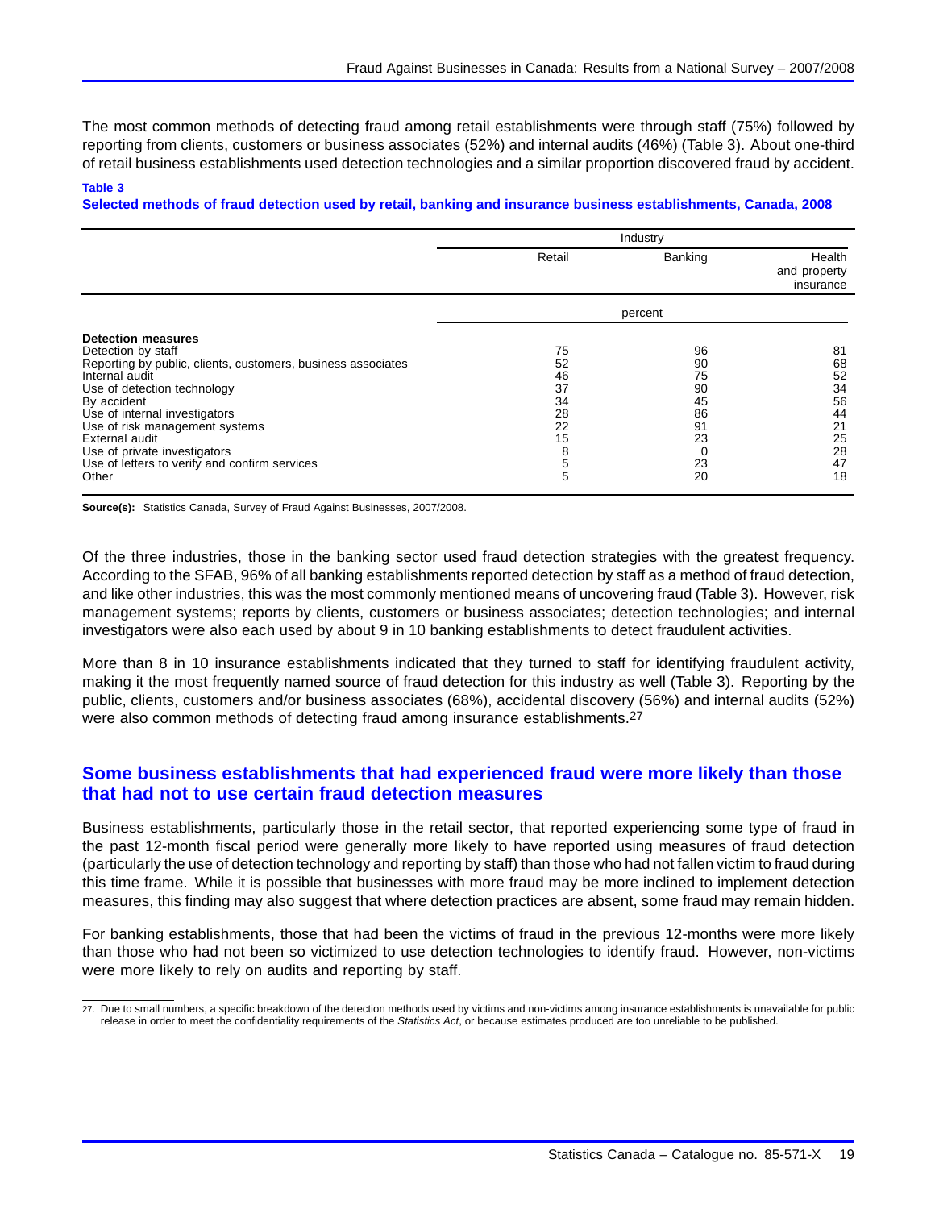The most common methods of detecting fraud among retail establishments were through staff (75%) followed by reporting from clients, customers or business associates (52%) and internal audits (46%) (Table 3). About one-third of retail business establishments used detection technologies and a similar proportion discovered fraud by accident.

**Table 3**
**Selected methods of fraud detection used by retail, banking and insurance business establishments, Canada, 2008**

| | Industry | | |
|---|---|---|---|
| | Retail | Banking | Health and property insurance |
| | percent | | |
| **Detection measures** | | | |
| Detection by staff | 75 | 96 | 81 |
| Reporting by public, clients, customers, business associates | 52 | 90 | 68 |
| Internal audit | 46 | 75 | 52 |
| Use of detection technology | 37 | 90 | 34 |
| By accident | 34 | 45 | 56 |
| Use of internal investigators | 28 | 86 | 44 |
| Use of risk management systems | 22 | 91 | 21 |
| External audit | 15 | 23 | 25 |
| Use of private investigators | 8 | 0 | 28 |
| Use of letters to verify and confirm services | 5 | 23 | 47 |
| Other | 5 | 20 | 18 |

**Source(s):** Statistics Canada, Survey of Fraud Against Businesses, 2007/2008.

Of the three industries, those in the banking sector used fraud detection strategies with the greatest frequency. According to the SFAB, 96% of all banking establishments reported detection by staff as a method of fraud detection, and like other industries, this was the most commonly mentioned means of uncovering fraud (Table 3). However, risk management systems; reports by clients, customers or business associates; detection technologies; and internal investigators were also each used by about 9 in 10 banking establishments to detect fraudulent activities.

More than 8 in 10 insurance establishments indicated that they turned to staff for identifying fraudulent activity, making it the most frequently named source of fraud detection for this industry as well (Table 3). Reporting by the public, clients, customers and/or business associates (68%), accidental discovery (56%) and internal audits (52%) were also common methods of detecting fraud among insurance establishments.[27]

## Some business establishments that had experienced fraud were more likely than those that had not to use certain fraud detection measures

Business establishments, particularly those in the retail sector, that reported experiencing some type of fraud in the past 12-month fiscal period were generally more likely to have reported using measures of fraud detection (particularly the use of detection technology and reporting by staff) than those who had not fallen victim to fraud during this time frame. While it is possible that businesses with more fraud may be more inclined to implement detection measures, this finding may also suggest that where detection practices are absent, some fraud may remain hidden.

For banking establishments, those that had been the victims of fraud in the previous 12-months were more likely than those who had not been so victimized to use detection technologies to identify fraud. However, non-victims were more likely to rely on audits and reporting by staff.

27. Due to small numbers, a specific breakdown of the detection methods used by victims and non-victims among insurance establishments is unavailable for public release in order to meet the confidentiality requirements of the *Statistics Act*, or because estimates produced are too unreliable to be published.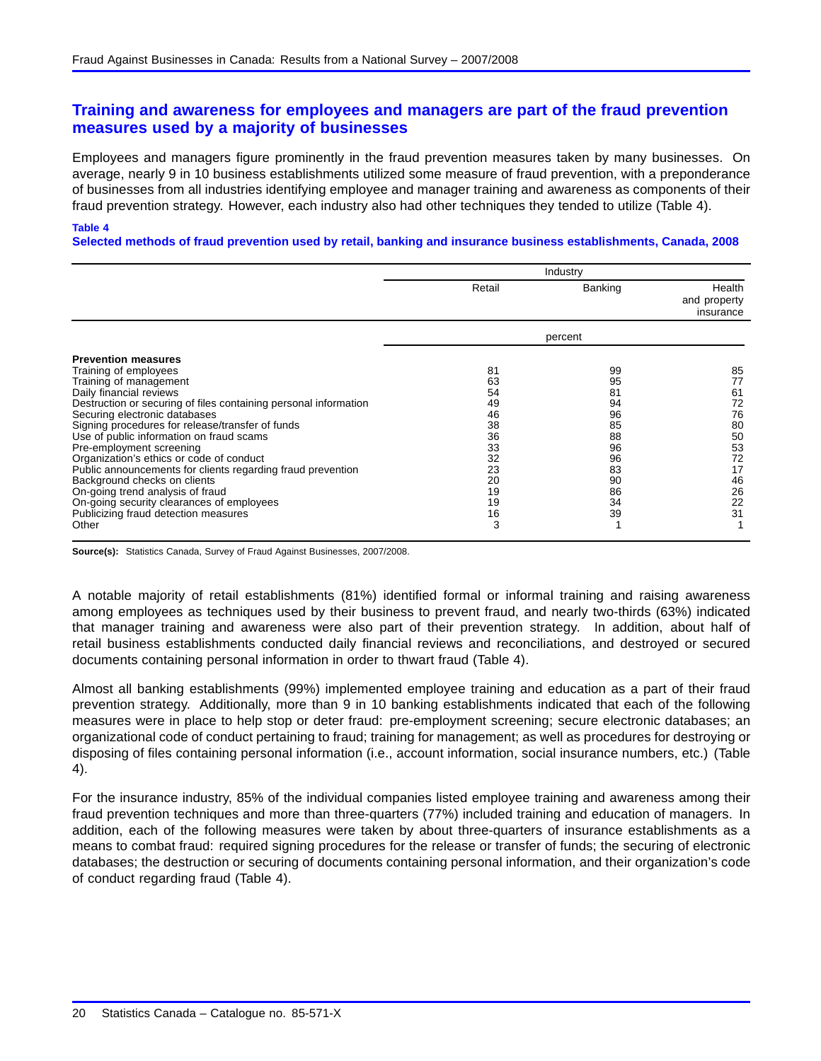## Training and awareness for employees and managers are part of the fraud prevention measures used by a majority of businesses

Employees and managers figure prominently in the fraud prevention measures taken by many businesses. On average, nearly 9 in 10 business establishments utilized some measure of fraud prevention, with a preponderance of businesses from all industries identifying employee and manager training and awareness as components of their fraud prevention strategy. However, each industry also had other techniques they tended to utilize (Table 4).

**Table 4**
**Selected methods of fraud prevention used by retail, banking and insurance business establishments, Canada, 2008**

| | Industry | | |
|---|---|---|---|
| | Retail | Banking | Health and property insurance |
| | percent | | |
| **Prevention measures** | | | |
| Training of employees | 81 | 99 | 85 |
| Training of management | 63 | 95 | 77 |
| Daily financial reviews | 54 | 81 | 61 |
| Destruction or securing of files containing personal information | 49 | 94 | 72 |
| Securing electronic databases | 46 | 96 | 76 |
| Signing procedures for release/transfer of funds | 38 | 85 | 80 |
| Use of public information on fraud scams | 36 | 88 | 50 |
| Pre-employment screening | 33 | 96 | 53 |
| Organization's ethics or code of conduct | 32 | 96 | 72 |
| Public announcements for clients regarding fraud prevention | 23 | 83 | 17 |
| Background checks on clients | 20 | 90 | 46 |
| On-going trend analysis of fraud | 19 | 86 | 26 |
| On-going security clearances of employees | 19 | 34 | 22 |
| Publicizing fraud detection measures | 16 | 39 | 31 |
| Other | 3 | 1 | 1 |

**Source(s):** Statistics Canada, Survey of Fraud Against Businesses, 2007/2008.

A notable majority of retail establishments (81%) identified formal or informal training and raising awareness among employees as techniques used by their business to prevent fraud, and nearly two-thirds (63%) indicated that manager training and awareness were also part of their prevention strategy. In addition, about half of retail business establishments conducted daily financial reviews and reconciliations, and destroyed or secured documents containing personal information in order to thwart fraud (Table 4).

Almost all banking establishments (99%) implemented employee training and education as a part of their fraud prevention strategy. Additionally, more than 9 in 10 banking establishments indicated that each of the following measures were in place to help stop or deter fraud: pre-employment screening; secure electronic databases; an organizational code of conduct pertaining to fraud; training for management; as well as procedures for destroying or disposing of files containing personal information (i.e., account information, social insurance numbers, etc.) (Table 4).

For the insurance industry, 85% of the individual companies listed employee training and awareness among their fraud prevention techniques and more than three-quarters (77%) included training and education of managers. In addition, each of the following measures were taken by about three-quarters of insurance establishments as a means to combat fraud: required signing procedures for the release or transfer of funds; the securing of electronic databases; the destruction or securing of documents containing personal information, and their organization's code of conduct regarding fraud (Table 4).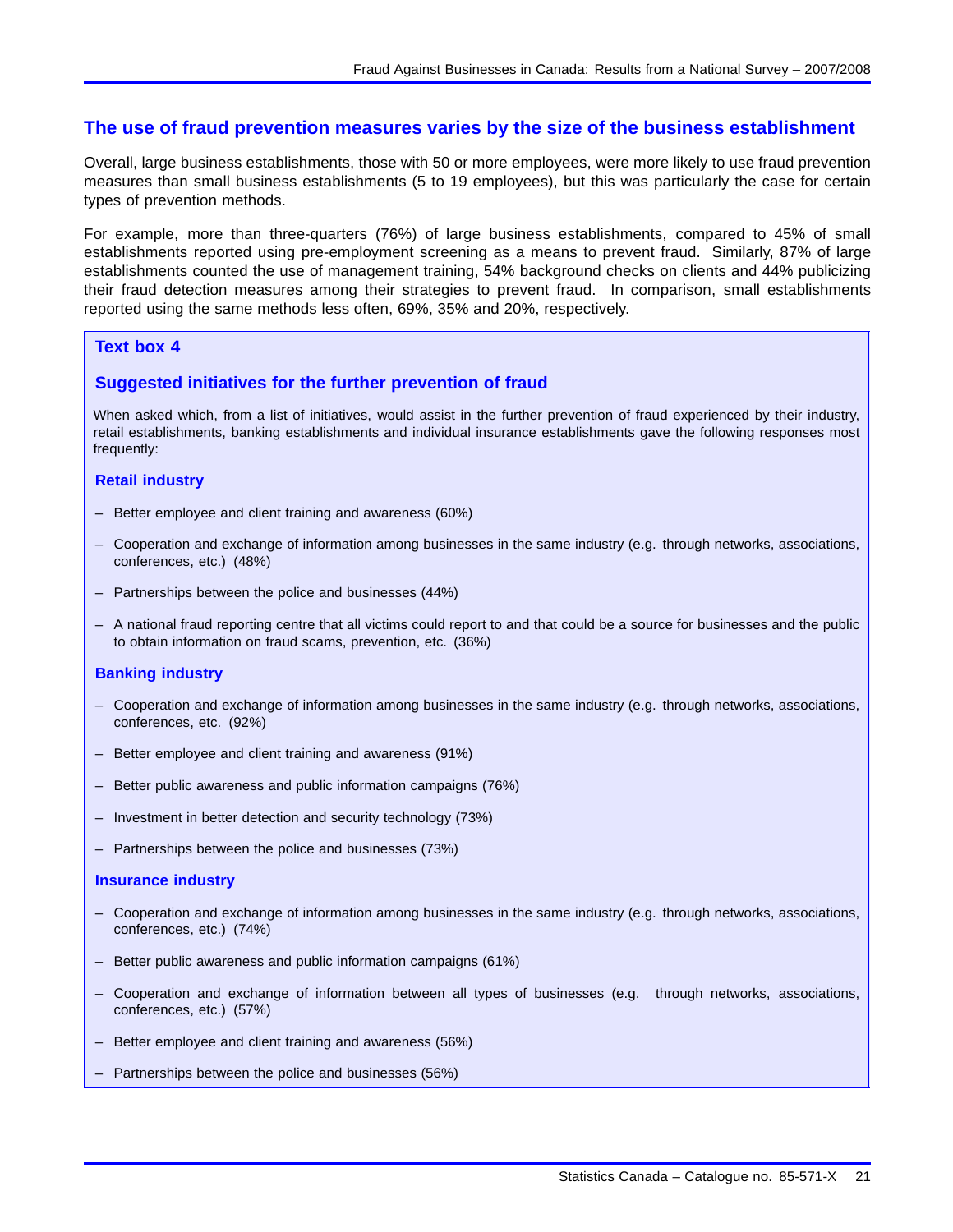## The use of fraud prevention measures varies by the size of the business establishment

Overall, large business establishments, those with 50 or more employees, were more likely to use fraud prevention measures than small business establishments (5 to 19 employees), but this was particularly the case for certain types of prevention methods.

For example, more than three-quarters (76%) of large business establishments, compared to 45% of small establishments reported using pre-employment screening as a means to prevent fraud. Similarly, 87% of large establishments counted the use of management training, 54% background checks on clients and 44% publicizing their fraud detection measures among their strategies to prevent fraud. In comparison, small establishments reported using the same methods less often, 69%, 35% and 20%, respectively.

### Text box 4

### Suggested initiatives for the further prevention of fraud

When asked which, from a list of initiatives, would assist in the further prevention of fraud experienced by their industry, retail establishments, banking establishments and individual insurance establishments gave the following responses most frequently:

#### Retail industry

- Better employee and client training and awareness (60%)
- Cooperation and exchange of information among businesses in the same industry (e.g. through networks, associations, conferences, etc.) (48%)
- Partnerships between the police and businesses (44%)
- A national fraud reporting centre that all victims could report to and that could be a source for businesses and the public to obtain information on fraud scams, prevention, etc. (36%)

#### Banking industry

- Cooperation and exchange of information among businesses in the same industry (e.g. through networks, associations, conferences, etc. (92%)
- Better employee and client training and awareness (91%)
- Better public awareness and public information campaigns (76%)
- Investment in better detection and security technology (73%)
- Partnerships between the police and businesses (73%)

#### Insurance industry

- Cooperation and exchange of information among businesses in the same industry (e.g. through networks, associations, conferences, etc.) (74%)
- Better public awareness and public information campaigns (61%)
- Cooperation and exchange of information between all types of businesses (e.g. through networks, associations, conferences, etc.) (57%)
- Better employee and client training and awareness (56%)
- Partnerships between the police and businesses (56%)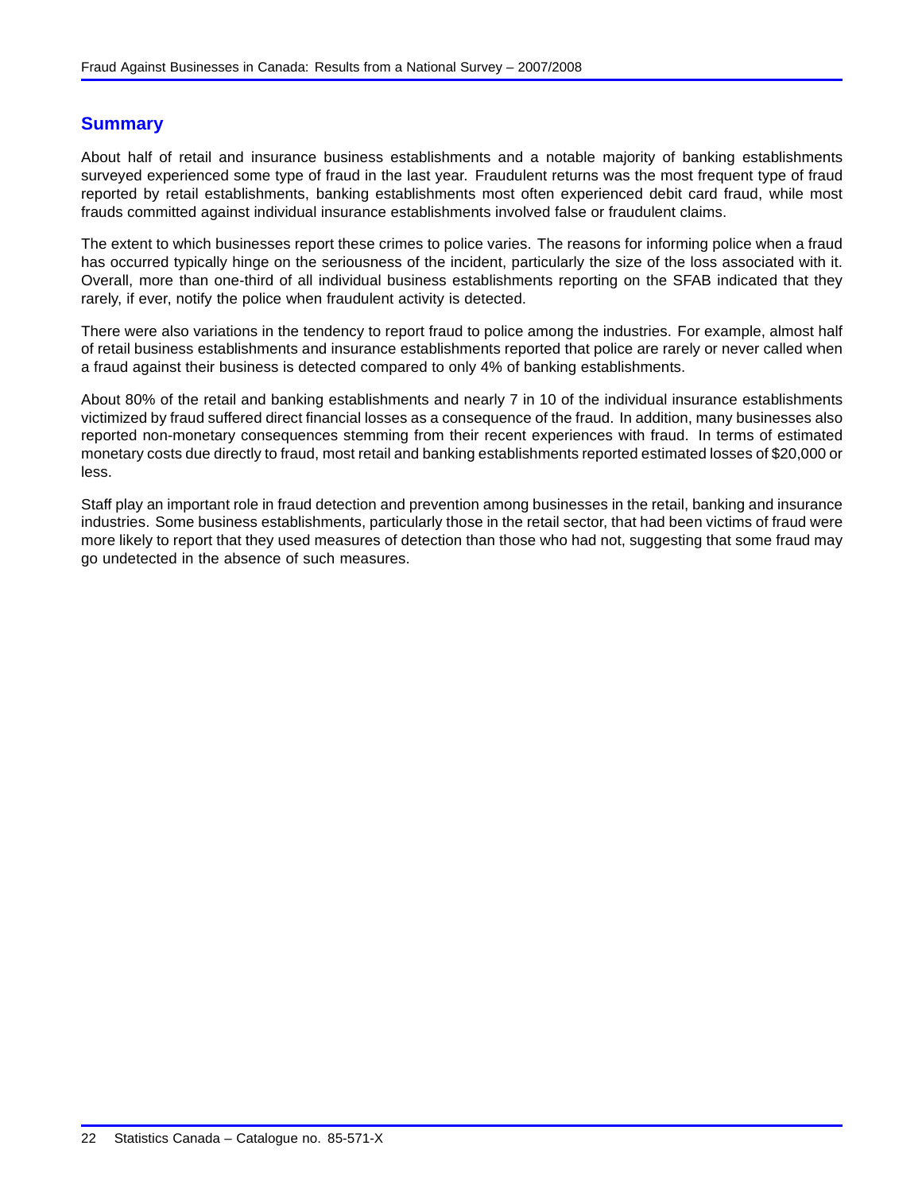## Summary

About half of retail and insurance business establishments and a notable majority of banking establishments surveyed experienced some type of fraud in the last year. Fraudulent returns was the most frequent type of fraud reported by retail establishments, banking establishments most often experienced debit card fraud, while most frauds committed against individual insurance establishments involved false or fraudulent claims.

The extent to which businesses report these crimes to police varies. The reasons for informing police when a fraud has occurred typically hinge on the seriousness of the incident, particularly the size of the loss associated with it. Overall, more than one-third of all individual business establishments reporting on the SFAB indicated that they rarely, if ever, notify the police when fraudulent activity is detected.

There were also variations in the tendency to report fraud to police among the industries. For example, almost half of retail business establishments and insurance establishments reported that police are rarely or never called when a fraud against their business is detected compared to only 4% of banking establishments.

About 80% of the retail and banking establishments and nearly 7 in 10 of the individual insurance establishments victimized by fraud suffered direct financial losses as a consequence of the fraud. In addition, many businesses also reported non-monetary consequences stemming from their recent experiences with fraud. In terms of estimated monetary costs due directly to fraud, most retail and banking establishments reported estimated losses of $20,000 or less.

Staff play an important role in fraud detection and prevention among businesses in the retail, banking and insurance industries. Some business establishments, particularly those in the retail sector, that had been victims of fraud were more likely to report that they used measures of detection than those who had not, suggesting that some fraud may go undetected in the absence of such measures.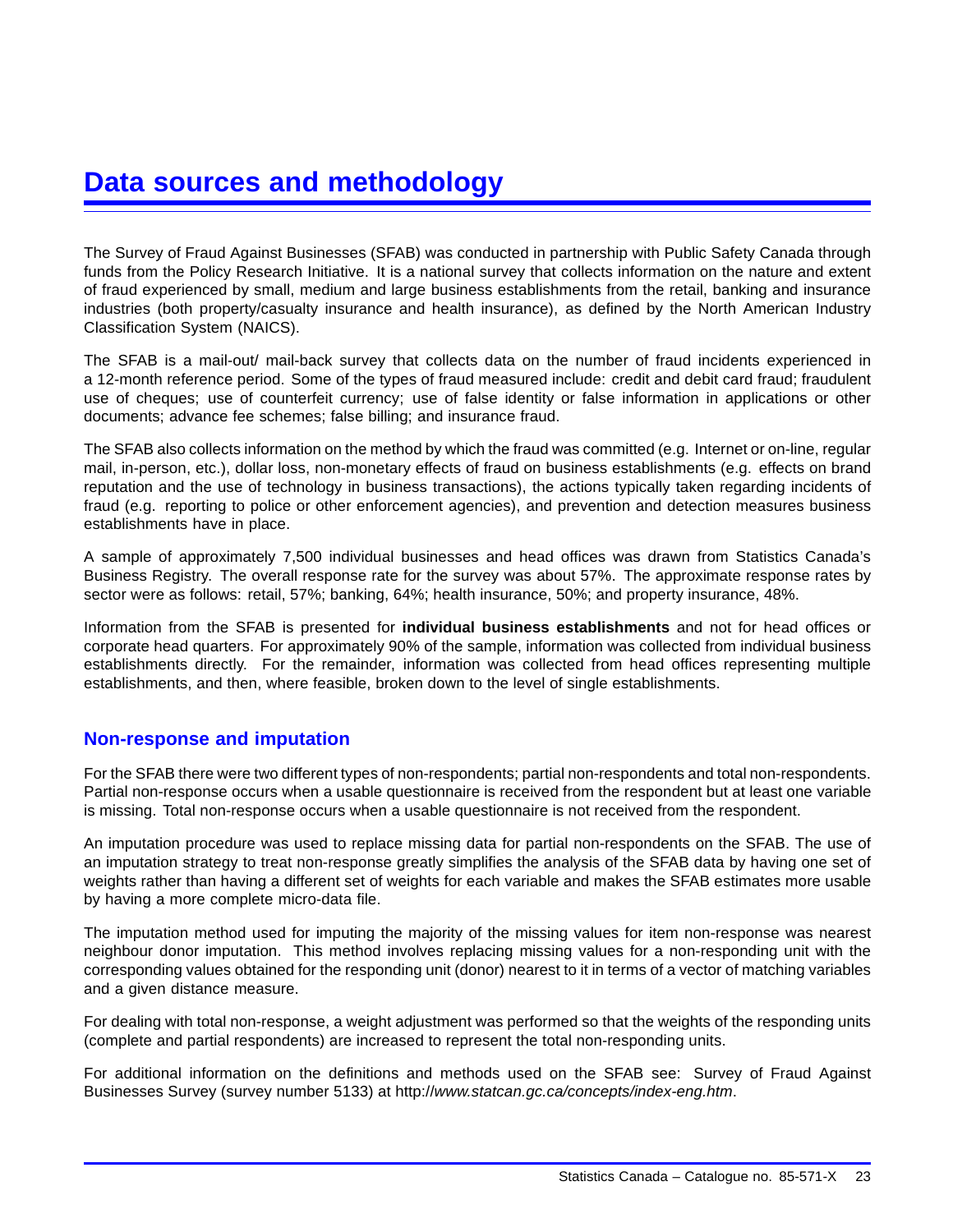# Data sources and methodology

The Survey of Fraud Against Businesses (SFAB) was conducted in partnership with Public Safety Canada through funds from the Policy Research Initiative. It is a national survey that collects information on the nature and extent of fraud experienced by small, medium and large business establishments from the retail, banking and insurance industries (both property/casualty insurance and health insurance), as defined by the North American Industry Classification System (NAICS).

The SFAB is a mail-out/ mail-back survey that collects data on the number of fraud incidents experienced in a 12-month reference period. Some of the types of fraud measured include: credit and debit card fraud; fraudulent use of cheques; use of counterfeit currency; use of false identity or false information in applications or other documents; advance fee schemes; false billing; and insurance fraud.

The SFAB also collects information on the method by which the fraud was committed (e.g. Internet or on-line, regular mail, in-person, etc.), dollar loss, non-monetary effects of fraud on business establishments (e.g. effects on brand reputation and the use of technology in business transactions), the actions typically taken regarding incidents of fraud (e.g. reporting to police or other enforcement agencies), and prevention and detection measures business establishments have in place.

A sample of approximately 7,500 individual businesses and head offices was drawn from Statistics Canada's Business Registry. The overall response rate for the survey was about 57%. The approximate response rates by sector were as follows: retail, 57%; banking, 64%; health insurance, 50%; and property insurance, 48%.

Information from the SFAB is presented for **individual business establishments** and not for head offices or corporate head quarters. For approximately 90% of the sample, information was collected from individual business establishments directly. For the remainder, information was collected from head offices representing multiple establishments, and then, where feasible, broken down to the level of single establishments.

## Non-response and imputation

For the SFAB there were two different types of non-respondents; partial non-respondents and total non-respondents. Partial non-response occurs when a usable questionnaire is received from the respondent but at least one variable is missing. Total non-response occurs when a usable questionnaire is not received from the respondent.

An imputation procedure was used to replace missing data for partial non-respondents on the SFAB. The use of an imputation strategy to treat non-response greatly simplifies the analysis of the SFAB data by having one set of weights rather than having a different set of weights for each variable and makes the SFAB estimates more usable by having a more complete micro-data file.

The imputation method used for imputing the majority of the missing values for item non-response was nearest neighbour donor imputation. This method involves replacing missing values for a non-responding unit with the corresponding values obtained for the responding unit (donor) nearest to it in terms of a vector of matching variables and a given distance measure.

For dealing with total non-response, a weight adjustment was performed so that the weights of the responding units (complete and partial respondents) are increased to represent the total non-responding units.

For additional information on the definitions and methods used on the SFAB see: Survey of Fraud Against Businesses Survey (survey number 5133) at http://*www.statcan.gc.ca/concepts/index-eng.htm*.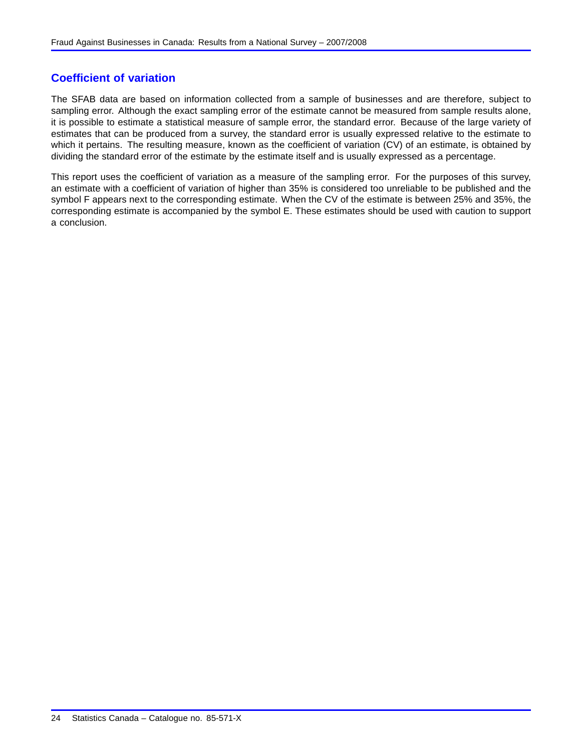## Coefficient of variation

The SFAB data are based on information collected from a sample of businesses and are therefore, subject to sampling error. Although the exact sampling error of the estimate cannot be measured from sample results alone, it is possible to estimate a statistical measure of sample error, the standard error. Because of the large variety of estimates that can be produced from a survey, the standard error is usually expressed relative to the estimate to which it pertains. The resulting measure, known as the coefficient of variation (CV) of an estimate, is obtained by dividing the standard error of the estimate by the estimate itself and is usually expressed as a percentage.

This report uses the coefficient of variation as a measure of the sampling error. For the purposes of this survey, an estimate with a coefficient of variation of higher than 35% is considered too unreliable to be published and the symbol F appears next to the corresponding estimate. When the CV of the estimate is between 25% and 35%, the corresponding estimate is accompanied by the symbol E. These estimates should be used with caution to support a conclusion.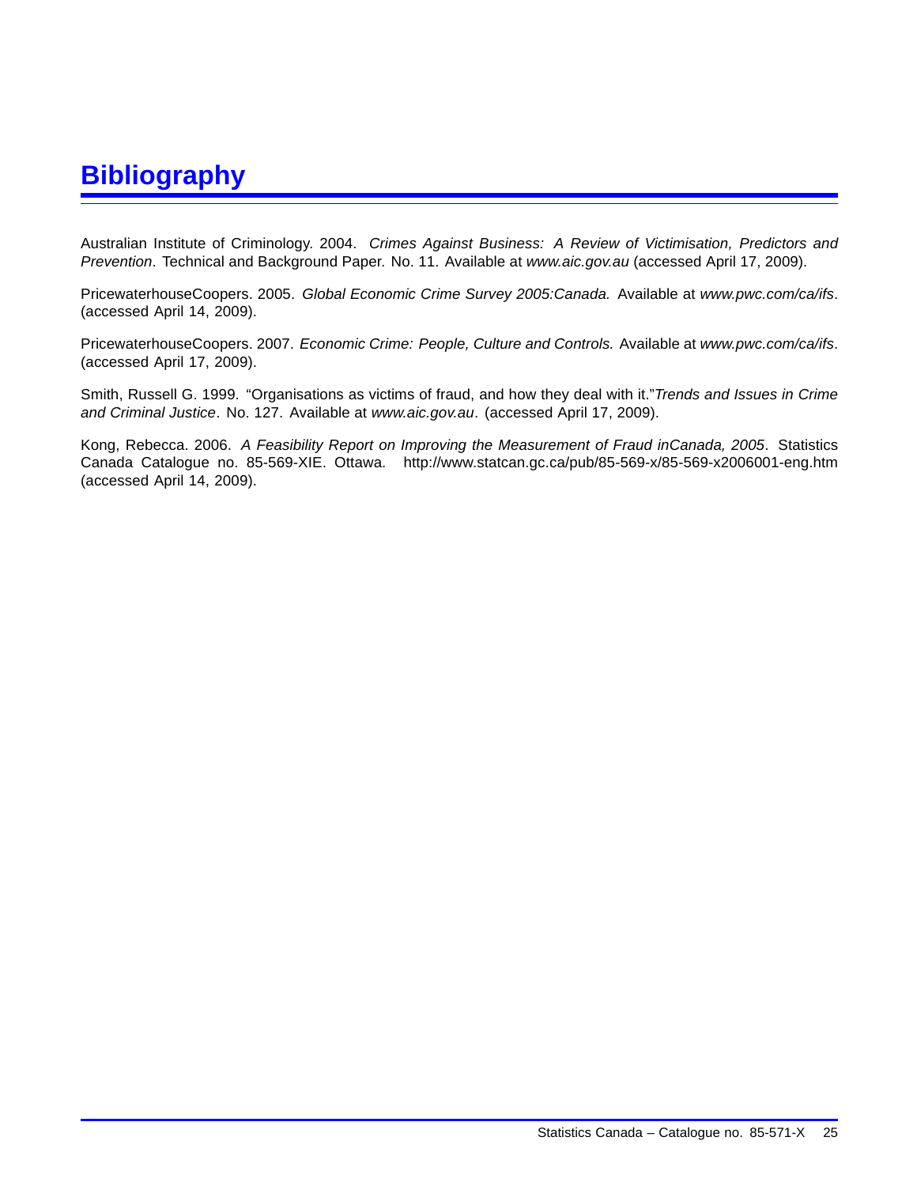# Bibliography

Australian Institute of Criminology. 2004. *Crimes Against Business: A Review of Victimisation, Predictors and Prevention*. Technical and Background Paper. No. 11. Available at *www.aic.gov.au* (accessed April 17, 2009).

PricewaterhouseCoopers. 2005. *Global Economic Crime Survey 2005:Canada.* Available at *www.pwc.com/ca/ifs*. (accessed April 14, 2009).

PricewaterhouseCoopers. 2007. *Economic Crime: People, Culture and Controls.* Available at *www.pwc.com/ca/ifs*. (accessed April 17, 2009).

Smith, Russell G. 1999. "Organisations as victims of fraud, and how they deal with it."*Trends and Issues in Crime and Criminal Justice*. No. 127. Available at *www.aic.gov.au*. (accessed April 17, 2009).

Kong, Rebecca. 2006. *A Feasibility Report on Improving the Measurement of Fraud inCanada, 2005*. Statistics Canada Catalogue no. 85-569-XIE. Ottawa. http://www.statcan.gc.ca/pub/85-569-x/85-569-x2006001-eng.htm (accessed April 14, 2009).